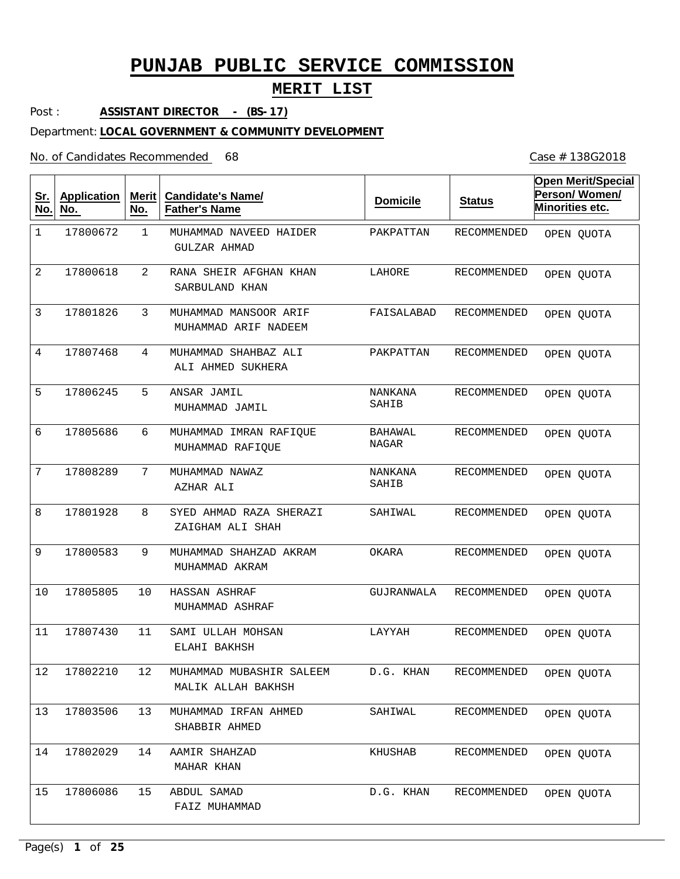# PUNJAB PUBLIC SERVICE COMMISSION

## MERIT LIST

Post : **ASSISTANT DIRECTOR - (BS-17)**

Department: **LOCAL GOVERNMENT & COMMUNITY DEVELOPMENT**

No. of Candidates Recommended 68

Case # 138G2018

| Sr. No. | Application No. | Merit No. | Candidate's Name/ Father's Name | Domicile | Status | Open Merit/Special Person/ Women/ Minorities etc. |
|---|---|---|---|---|---|---|
| 1 | 17800672 | 1 | MUHAMMAD NAVEED HAIDER<br>GULZAR AHMAD | PAKPATTAN | RECOMMENDED | OPEN QUOTA |
| 2 | 17800618 | 2 | RANA SHEIR AFGHAN KHAN<br>SARBULAND KHAN | LAHORE | RECOMMENDED | OPEN QUOTA |
| 3 | 17801826 | 3 | MUHAMMAD MANSOOR ARIF<br>MUHAMMAD ARIF NADEEM | FAISALABAD | RECOMMENDED | OPEN QUOTA |
| 4 | 17807468 | 4 | MUHAMMAD SHAHBAZ ALI<br>ALI AHMED SUKHERA | PAKPATTAN | RECOMMENDED | OPEN QUOTA |
| 5 | 17806245 | 5 | ANSAR JAMIL<br>MUHAMMAD JAMIL | NANKANA SAHIB | RECOMMENDED | OPEN QUOTA |
| 6 | 17805686 | 6 | MUHAMMAD IMRAN RAFIQUE<br>MUHAMMAD RAFIQUE | BAHAWAL NAGAR | RECOMMENDED | OPEN QUOTA |
| 7 | 17808289 | 7 | MUHAMMAD NAWAZ<br>AZHAR ALI | NANKANA SAHIB | RECOMMENDED | OPEN QUOTA |
| 8 | 17801928 | 8 | SYED AHMAD RAZA SHERAZI<br>ZAIGHAM ALI SHAH | SAHIWAL | RECOMMENDED | OPEN QUOTA |
| 9 | 17800583 | 9 | MUHAMMAD SHAHZAD AKRAM<br>MUHAMMAD AKRAM | OKARA | RECOMMENDED | OPEN QUOTA |
| 10 | 17805805 | 10 | HASSAN ASHRAF<br>MUHAMMAD ASHRAF | GUJRANWALA | RECOMMENDED | OPEN QUOTA |
| 11 | 17807430 | 11 | SAMI ULLAH MOHSAN<br>ELAHI BAKHSH | LAYYAH | RECOMMENDED | OPEN QUOTA |
| 12 | 17802210 | 12 | MUHAMMAD MUBASHIR SALEEM<br>MALIK ALLAH BAKHSH | D.G. KHAN | RECOMMENDED | OPEN QUOTA |
| 13 | 17803506 | 13 | MUHAMMAD IRFAN AHMED<br>SHABBIR AHMED | SAHIWAL | RECOMMENDED | OPEN QUOTA |
| 14 | 17802029 | 14 | AAMIR SHAHZAD<br>MAHAR KHAN | KHUSHAB | RECOMMENDED | OPEN QUOTA |
| 15 | 17806086 | 15 | ABDUL SAMAD<br>FAIZ MUHAMMAD | D.G. KHAN | RECOMMENDED | OPEN QUOTA |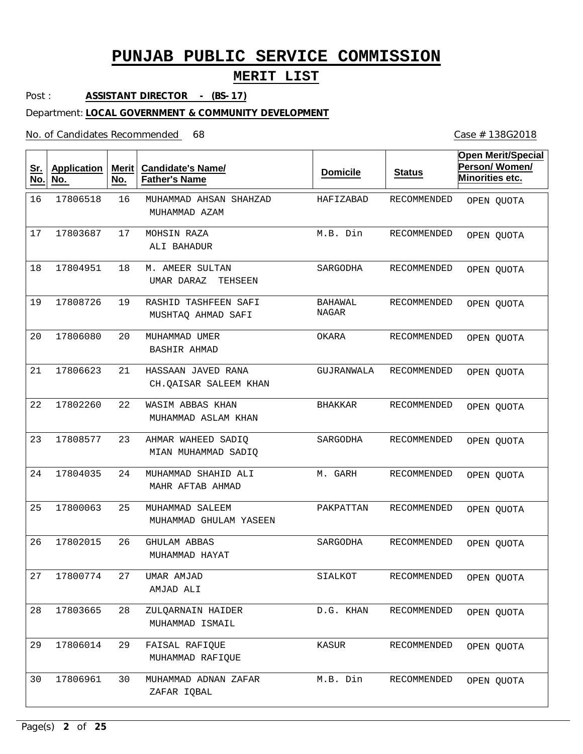# PUNJAB PUBLIC SERVICE COMMISSION

## MERIT LIST

Post : **ASSISTANT DIRECTOR - (BS-17)**

Department: **LOCAL GOVERNMENT & COMMUNITY DEVELOPMENT**

No. of Candidates Recommended 68

Case # 138G2018

| Sr. No. | Application No. | Merit No. | Candidate's Name/ Father's Name | Domicile | Status | Open Merit/Special Person/ Women/ Minorities etc. |
|---|---|---|---|---|---|---|
| 16 | 17806518 | 16 | MUHAMMAD AHSAN SHAHZAD<br>MUHAMMAD AZAM | HAFIZABAD | RECOMMENDED | OPEN QUOTA |
| 17 | 17803687 | 17 | MOHSIN RAZA<br>ALI BAHADUR | M.B. Din | RECOMMENDED | OPEN QUOTA |
| 18 | 17804951 | 18 | M. AMEER SULTAN<br>UMAR DARAZ TEHSEEN | SARGODHA | RECOMMENDED | OPEN QUOTA |
| 19 | 17808726 | 19 | RASHID TASHFEEN SAFI<br>MUSHTAQ AHMAD SAFI | BAHAWAL NAGAR | RECOMMENDED | OPEN QUOTA |
| 20 | 17806080 | 20 | MUHAMMAD UMER<br>BASHIR AHMAD | OKARA | RECOMMENDED | OPEN QUOTA |
| 21 | 17806623 | 21 | HASSAAN JAVED RANA<br>CH.QAISAR SALEEM KHAN | GUJRANWALA | RECOMMENDED | OPEN QUOTA |
| 22 | 17802260 | 22 | WASIM ABBAS KHAN<br>MUHAMMAD ASLAM KHAN | BHAKKAR | RECOMMENDED | OPEN QUOTA |
| 23 | 17808577 | 23 | AHMAR WAHEED SADIQ<br>MIAN MUHAMMAD SADIQ | SARGODHA | RECOMMENDED | OPEN QUOTA |
| 24 | 17804035 | 24 | MUHAMMAD SHAHID ALI<br>MAHR AFTAB AHMAD | M. GARH | RECOMMENDED | OPEN QUOTA |
| 25 | 17800063 | 25 | MUHAMMAD SALEEM<br>MUHAMMAD GHULAM YASEEN | PAKPATTAN | RECOMMENDED | OPEN QUOTA |
| 26 | 17802015 | 26 | GHULAM ABBAS<br>MUHAMMAD HAYAT | SARGODHA | RECOMMENDED | OPEN QUOTA |
| 27 | 17800774 | 27 | UMAR AMJAD<br>AMJAD ALI | SIALKOT | RECOMMENDED | OPEN QUOTA |
| 28 | 17803665 | 28 | ZULQARNAIN HAIDER<br>MUHAMMAD ISMAIL | D.G. KHAN | RECOMMENDED | OPEN QUOTA |
| 29 | 17806014 | 29 | FAISAL RAFIQUE<br>MUHAMMAD RAFIQUE | KASUR | RECOMMENDED | OPEN QUOTA |
| 30 | 17806961 | 30 | MUHAMMAD ADNAN ZAFAR<br>ZAFAR IQBAL | M.B. Din | RECOMMENDED | OPEN QUOTA |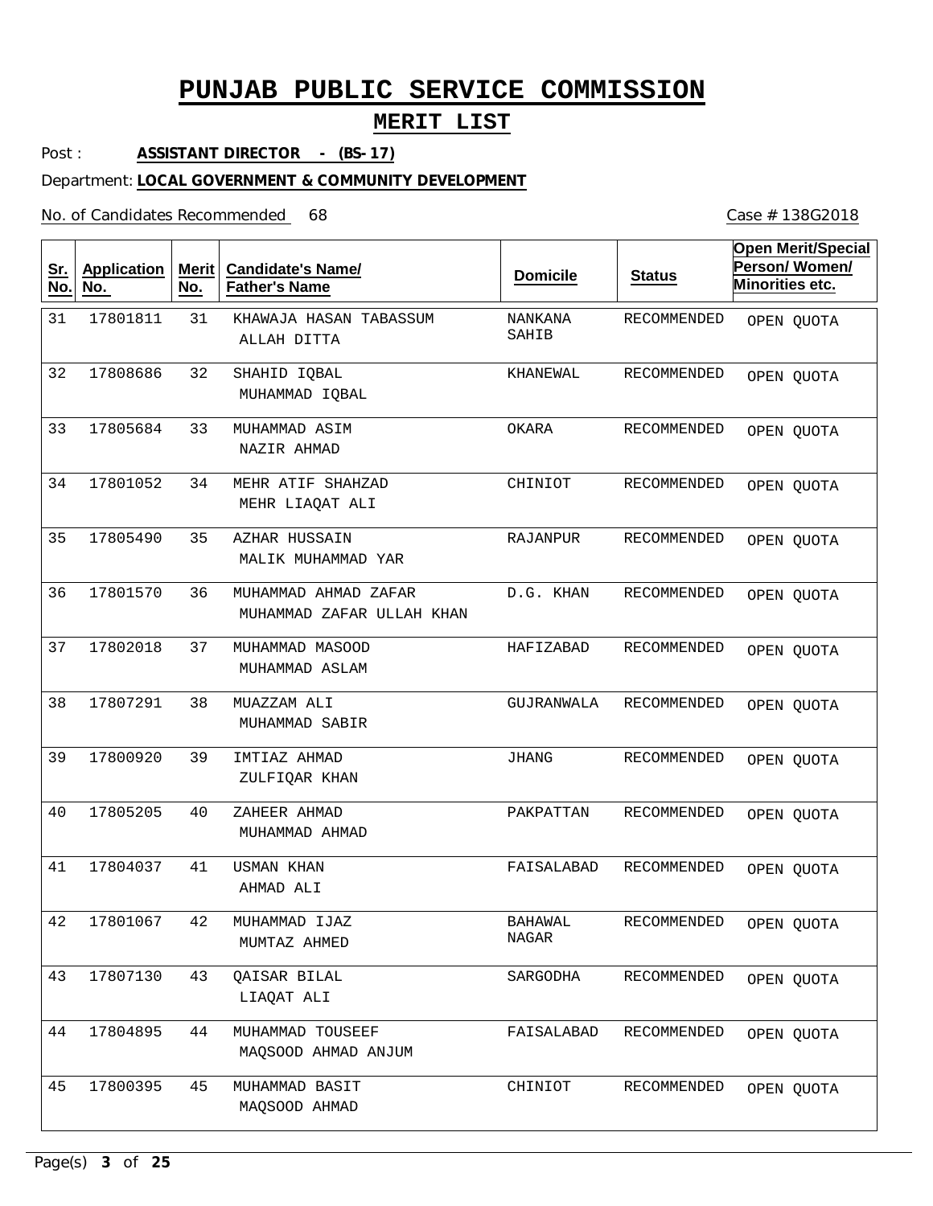# PUNJAB PUBLIC SERVICE COMMISSION

## MERIT LIST

Post : **ASSISTANT DIRECTOR - (BS-17)**

Department: **LOCAL GOVERNMENT & COMMUNITY DEVELOPMENT**

No. of Candidates Recommended 68

Case # 138G2018

| Sr. No. | Application No. | Merit No. | Candidate's Name/ Father's Name | Domicile | Status | Open Merit/Special Person/ Women/ Minorities etc. |
|---|---|---|---|---|---|---|
| 31 | 17801811 | 31 | KHAWAJA HASAN TABASSUM<br>ALLAH DITTA | NANKANA SAHIB | RECOMMENDED | OPEN QUOTA |
| 32 | 17808686 | 32 | SHAHID IQBAL<br>MUHAMMAD IQBAL | KHANEWAL | RECOMMENDED | OPEN QUOTA |
| 33 | 17805684 | 33 | MUHAMMAD ASIM<br>NAZIR AHMAD | OKARA | RECOMMENDED | OPEN QUOTA |
| 34 | 17801052 | 34 | MEHR ATIF SHAHZAD<br>MEHR LIAQAT ALI | CHINIOT | RECOMMENDED | OPEN QUOTA |
| 35 | 17805490 | 35 | AZHAR HUSSAIN<br>MALIK MUHAMMAD YAR | RAJANPUR | RECOMMENDED | OPEN QUOTA |
| 36 | 17801570 | 36 | MUHAMMAD AHMAD ZAFAR<br>MUHAMMAD ZAFAR ULLAH KHAN | D.G. KHAN | RECOMMENDED | OPEN QUOTA |
| 37 | 17802018 | 37 | MUHAMMAD MASOOD<br>MUHAMMAD ASLAM | HAFIZABAD | RECOMMENDED | OPEN QUOTA |
| 38 | 17807291 | 38 | MUAZZAM ALI<br>MUHAMMAD SABIR | GUJRANWALA | RECOMMENDED | OPEN QUOTA |
| 39 | 17800920 | 39 | IMTIAZ AHMAD<br>ZULFIQAR KHAN | JHANG | RECOMMENDED | OPEN QUOTA |
| 40 | 17805205 | 40 | ZAHEER AHMAD<br>MUHAMMAD AHMAD | PAKPATTAN | RECOMMENDED | OPEN QUOTA |
| 41 | 17804037 | 41 | USMAN KHAN<br>AHMAD ALI | FAISALABAD | RECOMMENDED | OPEN QUOTA |
| 42 | 17801067 | 42 | MUHAMMAD IJAZ<br>MUMTAZ AHMED | BAHAWAL NAGAR | RECOMMENDED | OPEN QUOTA |
| 43 | 17807130 | 43 | QAISAR BILAL<br>LIAQAT ALI | SARGODHA | RECOMMENDED | OPEN QUOTA |
| 44 | 17804895 | 44 | MUHAMMAD TOUSEEF<br>MAQSOOD AHMAD ANJUM | FAISALABAD | RECOMMENDED | OPEN QUOTA |
| 45 | 17800395 | 45 | MUHAMMAD BASIT<br>MAQSOOD AHMAD | CHINIOT | RECOMMENDED | OPEN QUOTA |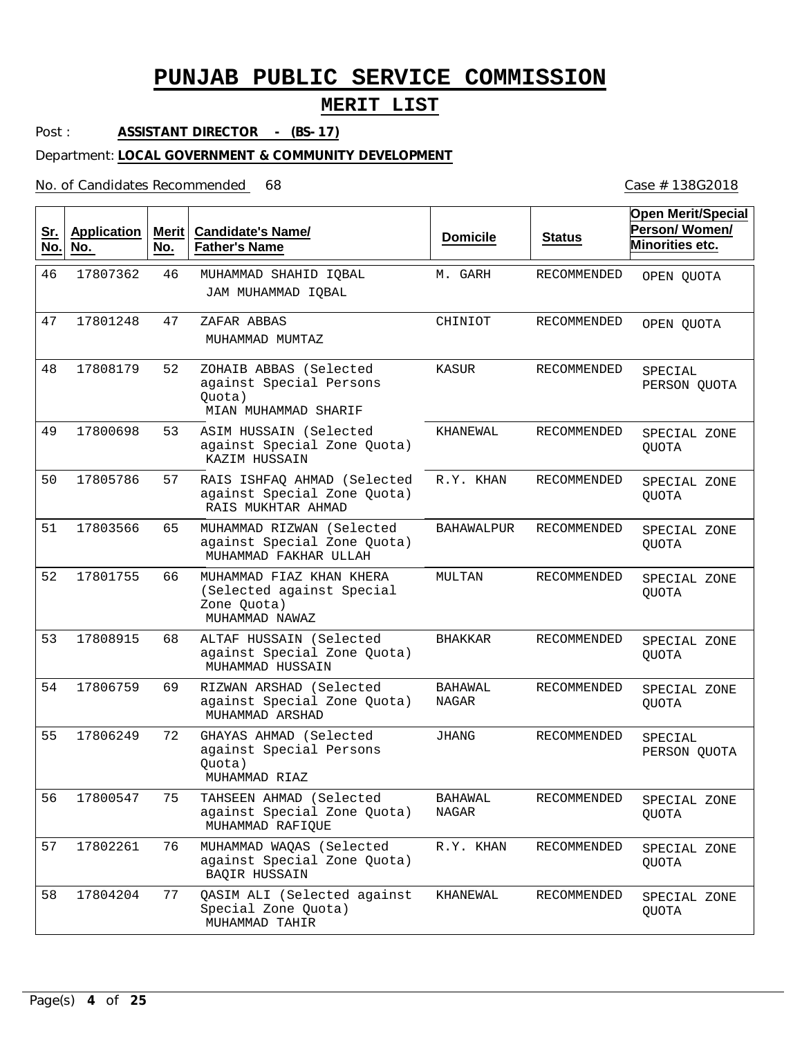# PUNJAB PUBLIC SERVICE COMMISSION

## MERIT LIST

Post : **ASSISTANT DIRECTOR - (BS-17)**

Department: **LOCAL GOVERNMENT & COMMUNITY DEVELOPMENT**

No. of Candidates Recommended 68

Case # 138G2018

| Sr. No. | Application No. | Merit No. | Candidate's Name/ Father's Name | Domicile | Status | Open Merit/Special Person/ Women/ Minorities etc. |
|---|---|---|---|---|---|---|
| 46 | 17807362 | 46 | MUHAMMAD SHAHID IQBAL<br>JAM MUHAMMAD IQBAL | M. GARH | RECOMMENDED | OPEN QUOTA |
| 47 | 17801248 | 47 | ZAFAR ABBAS<br>MUHAMMAD MUMTAZ | CHINIOT | RECOMMENDED | OPEN QUOTA |
| 48 | 17808179 | 52 | ZOHAIB ABBAS (Selected against Special Persons Quota)<br>MIAN MUHAMMAD SHARIF | KASUR | RECOMMENDED | SPECIAL PERSON QUOTA |
| 49 | 17800698 | 53 | ASIM HUSSAIN (Selected against Special Zone Quota)<br>KAZIM HUSSAIN | KHANEWAL | RECOMMENDED | SPECIAL ZONE QUOTA |
| 50 | 17805786 | 57 | RAIS ISHFAQ AHMAD (Selected against Special Zone Quota)<br>RAIS MUKHTAR AHMAD | R.Y. KHAN | RECOMMENDED | SPECIAL ZONE QUOTA |
| 51 | 17803566 | 65 | MUHAMMAD RIZWAN (Selected against Special Zone Quota)<br>MUHAMMAD FAKHAR ULLAH | BAHAWALPUR | RECOMMENDED | SPECIAL ZONE QUOTA |
| 52 | 17801755 | 66 | MUHAMMAD FIAZ KHAN KHERA (Selected against Special Zone Quota)<br>MUHAMMAD NAWAZ | MULTAN | RECOMMENDED | SPECIAL ZONE QUOTA |
| 53 | 17808915 | 68 | ALTAF HUSSAIN (Selected against Special Zone Quota)<br>MUHAMMAD HUSSAIN | BHAKKAR | RECOMMENDED | SPECIAL ZONE QUOTA |
| 54 | 17806759 | 69 | RIZWAN ARSHAD (Selected against Special Zone Quota)<br>MUHAMMAD ARSHAD | BAHAWAL NAGAR | RECOMMENDED | SPECIAL ZONE QUOTA |
| 55 | 17806249 | 72 | GHAYAS AHMAD (Selected against Special Persons Quota)<br>MUHAMMAD RIAZ | JHANG | RECOMMENDED | SPECIAL PERSON QUOTA |
| 56 | 17800547 | 75 | TAHSEEN AHMAD (Selected against Special Zone Quota)<br>MUHAMMAD RAFIQUE | BAHAWAL NAGAR | RECOMMENDED | SPECIAL ZONE QUOTA |
| 57 | 17802261 | 76 | MUHAMMAD WAQAS (Selected against Special Zone Quota)<br>BAQIR HUSSAIN | R.Y. KHAN | RECOMMENDED | SPECIAL ZONE QUOTA |
| 58 | 17804204 | 77 | QASIM ALI (Selected against Special Zone Quota)<br>MUHAMMAD TAHIR | KHANEWAL | RECOMMENDED | SPECIAL ZONE QUOTA |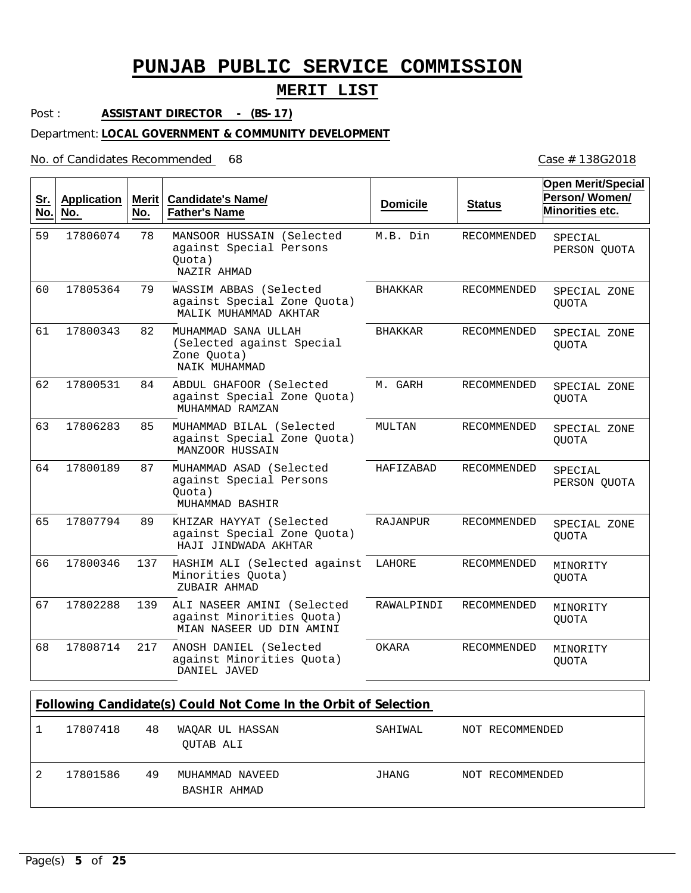# PUNJAB PUBLIC SERVICE COMMISSION

## MERIT LIST

Post : **ASSISTANT DIRECTOR - (BS-17)**

Department: **LOCAL GOVERNMENT & COMMUNITY DEVELOPMENT**

No. of Candidates Recommended 68

Case # 138G2018

| Sr. No. | Application No. | Merit No. | Candidate's Name/ Father's Name | Domicile | Status | Open Merit/Special Person/ Women/ Minorities etc. |
|---|---|---|---|---|---|---|
| 59 | 17806074 | 78 | MANSOOR HUSSAIN (Selected against Special Persons Quota) NAZIR AHMAD | M.B. Din | RECOMMENDED | SPECIAL PERSON QUOTA |
| 60 | 17805364 | 79 | WASSIM ABBAS (Selected against Special Zone Quota) MALIK MUHAMMAD AKHTAR | BHAKKAR | RECOMMENDED | SPECIAL ZONE QUOTA |
| 61 | 17800343 | 82 | MUHAMMAD SANA ULLAH (Selected against Special Zone Quota) NAIK MUHAMMAD | BHAKKAR | RECOMMENDED | SPECIAL ZONE QUOTA |
| 62 | 17800531 | 84 | ABDUL GHAFOOR (Selected against Special Zone Quota) MUHAMMAD RAMZAN | M. GARH | RECOMMENDED | SPECIAL ZONE QUOTA |
| 63 | 17806283 | 85 | MUHAMMAD BILAL (Selected against Special Zone Quota) MANZOOR HUSSAIN | MULTAN | RECOMMENDED | SPECIAL ZONE QUOTA |
| 64 | 17800189 | 87 | MUHAMMAD ASAD (Selected against Special Persons Quota) MUHAMMAD BASHIR | HAFIZABAD | RECOMMENDED | SPECIAL PERSON QUOTA |
| 65 | 17807794 | 89 | KHIZAR HAYYAT (Selected against Special Zone Quota) HAJI JINDWADA AKHTAR | RAJANPUR | RECOMMENDED | SPECIAL ZONE QUOTA |
| 66 | 17800346 | 137 | HASHIM ALI (Selected against Minorities Quota) ZUBAIR AHMAD | LAHORE | RECOMMENDED | MINORITY QUOTA |
| 67 | 17802288 | 139 | ALI NASEER AMINI (Selected against Minorities Quota) MIAN NASEER UD DIN AMINI | RAWALPINDI | RECOMMENDED | MINORITY QUOTA |
| 68 | 17808714 | 217 | ANOSH DANIEL (Selected against Minorities Quota) DANIEL JAVED | OKARA | RECOMMENDED | MINORITY QUOTA |

**Following Candidate(s) Could Not Come In the Orbit of Selection**

| Sr. No. | Application No. | Merit No. | Candidate's Name/ Father's Name | Domicile | Status |
|---|---|---|---|---|---|
| 1 | 17807418 | 48 | WAQAR UL HASSAN QUTAB ALI | SAHIWAL | NOT RECOMMENDED |
| 2 | 17801586 | 49 | MUHAMMAD NAVEED BASHIR AHMAD | JHANG | NOT RECOMMENDED |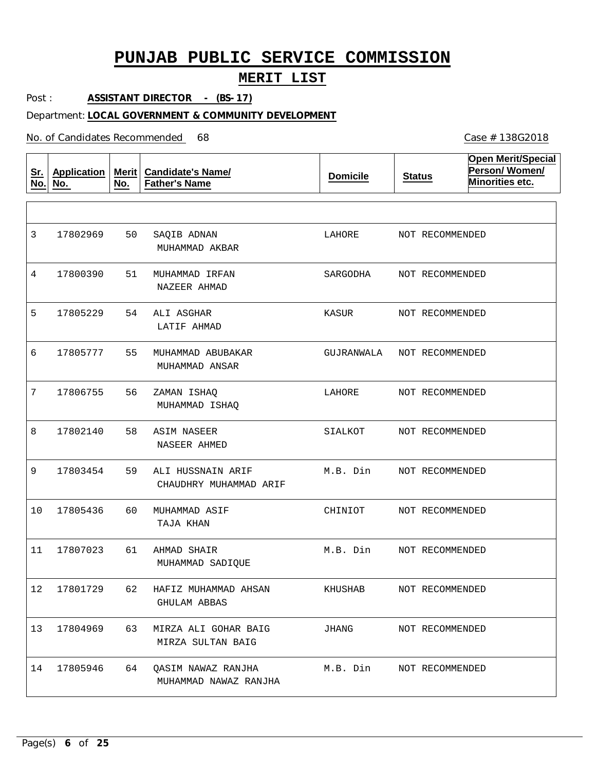# PUNJAB PUBLIC SERVICE COMMISSION

## MERIT LIST

Post : **ASSISTANT DIRECTOR - (BS-17)**

Department: **LOCAL GOVERNMENT & COMMUNITY DEVELOPMENT**

No. of Candidates Recommended 68

Case # 138G2018

| Sr. No. | Application No. | Merit No. | Candidate's Name/ Father's Name | Domicile | Status | Open Merit/Special Person/ Women/ Minorities etc. |
|---|---|---|---|---|---|---|
| | | | | | | |
| 3 | 17802969 | 50 | SAQIB ADNAN<br>MUHAMMAD AKBAR | LAHORE | NOT RECOMMENDED | |
| 4 | 17800390 | 51 | MUHAMMAD IRFAN<br>NAZEER AHMAD | SARGODHA | NOT RECOMMENDED | |
| 5 | 17805229 | 54 | ALI ASGHAR<br>LATIF AHMAD | KASUR | NOT RECOMMENDED | |
| 6 | 17805777 | 55 | MUHAMMAD ABUBAKAR<br>MUHAMMAD ANSAR | GUJRANWALA | NOT RECOMMENDED | |
| 7 | 17806755 | 56 | ZAMAN ISHAQ<br>MUHAMMAD ISHAQ | LAHORE | NOT RECOMMENDED | |
| 8 | 17802140 | 58 | ASIM NASEER<br>NASEER AHMED | SIALKOT | NOT RECOMMENDED | |
| 9 | 17803454 | 59 | ALI HUSSNAIN ARIF<br>CHAUDHRY MUHAMMAD ARIF | M.B. Din | NOT RECOMMENDED | |
| 10 | 17805436 | 60 | MUHAMMAD ASIF<br>TAJA KHAN | CHINIOT | NOT RECOMMENDED | |
| 11 | 17807023 | 61 | AHMAD SHAIR<br>MUHAMMAD SADIQUE | M.B. Din | NOT RECOMMENDED | |
| 12 | 17801729 | 62 | HAFIZ MUHAMMAD AHSAN<br>GHULAM ABBAS | KHUSHAB | NOT RECOMMENDED | |
| 13 | 17804969 | 63 | MIRZA ALI GOHAR BAIG<br>MIRZA SULTAN BAIG | JHANG | NOT RECOMMENDED | |
| 14 | 17805946 | 64 | QASIM NAWAZ RANJHA<br>MUHAMMAD NAWAZ RANJHA | M.B. Din | NOT RECOMMENDED | |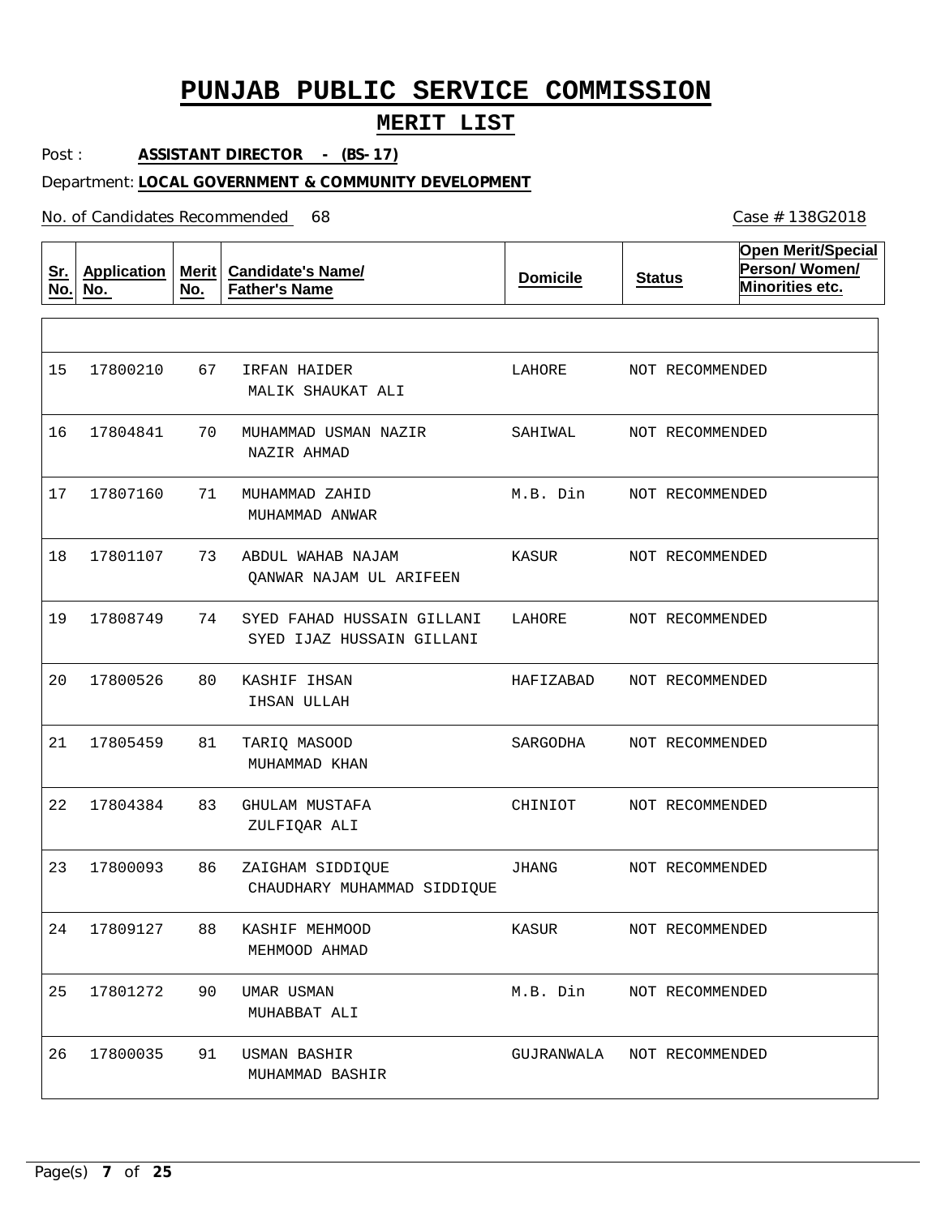# PUNJAB PUBLIC SERVICE COMMISSION

## MERIT LIST

Post : **ASSISTANT DIRECTOR - (BS-17)**

Department: **LOCAL GOVERNMENT & COMMUNITY DEVELOPMENT**

No. of Candidates Recommended 68

Case # 138G2018

| Sr. No. | Application No. | Merit No. | Candidate's Name/ Father's Name | Domicile | Status | Open Merit/Special Person/ Women/ Minorities etc. |
|---|---|---|---|---|---|---|
| | | | | | | |
| 15 | 17800210 | 67 | IRFAN HAIDER<br>MALIK SHAUKAT ALI | LAHORE | NOT RECOMMENDED | |
| 16 | 17804841 | 70 | MUHAMMAD USMAN NAZIR<br>NAZIR AHMAD | SAHIWAL | NOT RECOMMENDED | |
| 17 | 17807160 | 71 | MUHAMMAD ZAHID<br>MUHAMMAD ANWAR | M.B. Din | NOT RECOMMENDED | |
| 18 | 17801107 | 73 | ABDUL WAHAB NAJAM<br>QANWAR NAJAM UL ARIFEEN | KASUR | NOT RECOMMENDED | |
| 19 | 17808749 | 74 | SYED FAHAD HUSSAIN GILLANI<br>SYED IJAZ HUSSAIN GILLANI | LAHORE | NOT RECOMMENDED | |
| 20 | 17800526 | 80 | KASHIF IHSAN<br>IHSAN ULLAH | HAFIZABAD | NOT RECOMMENDED | |
| 21 | 17805459 | 81 | TARIQ MASOOD<br>MUHAMMAD KHAN | SARGODHA | NOT RECOMMENDED | |
| 22 | 17804384 | 83 | GHULAM MUSTAFA<br>ZULFIQAR ALI | CHINIOT | NOT RECOMMENDED | |
| 23 | 17800093 | 86 | ZAIGHAM SIDDIQUE<br>CHAUDHARY MUHAMMAD SIDDIQUE | JHANG | NOT RECOMMENDED | |
| 24 | 17809127 | 88 | KASHIF MEHMOOD<br>MEHMOOD AHMAD | KASUR | NOT RECOMMENDED | |
| 25 | 17801272 | 90 | UMAR USMAN<br>MUHABBAT ALI | M.B. Din | NOT RECOMMENDED | |
| 26 | 17800035 | 91 | USMAN BASHIR<br>MUHAMMAD BASHIR | GUJRANWALA | NOT RECOMMENDED | |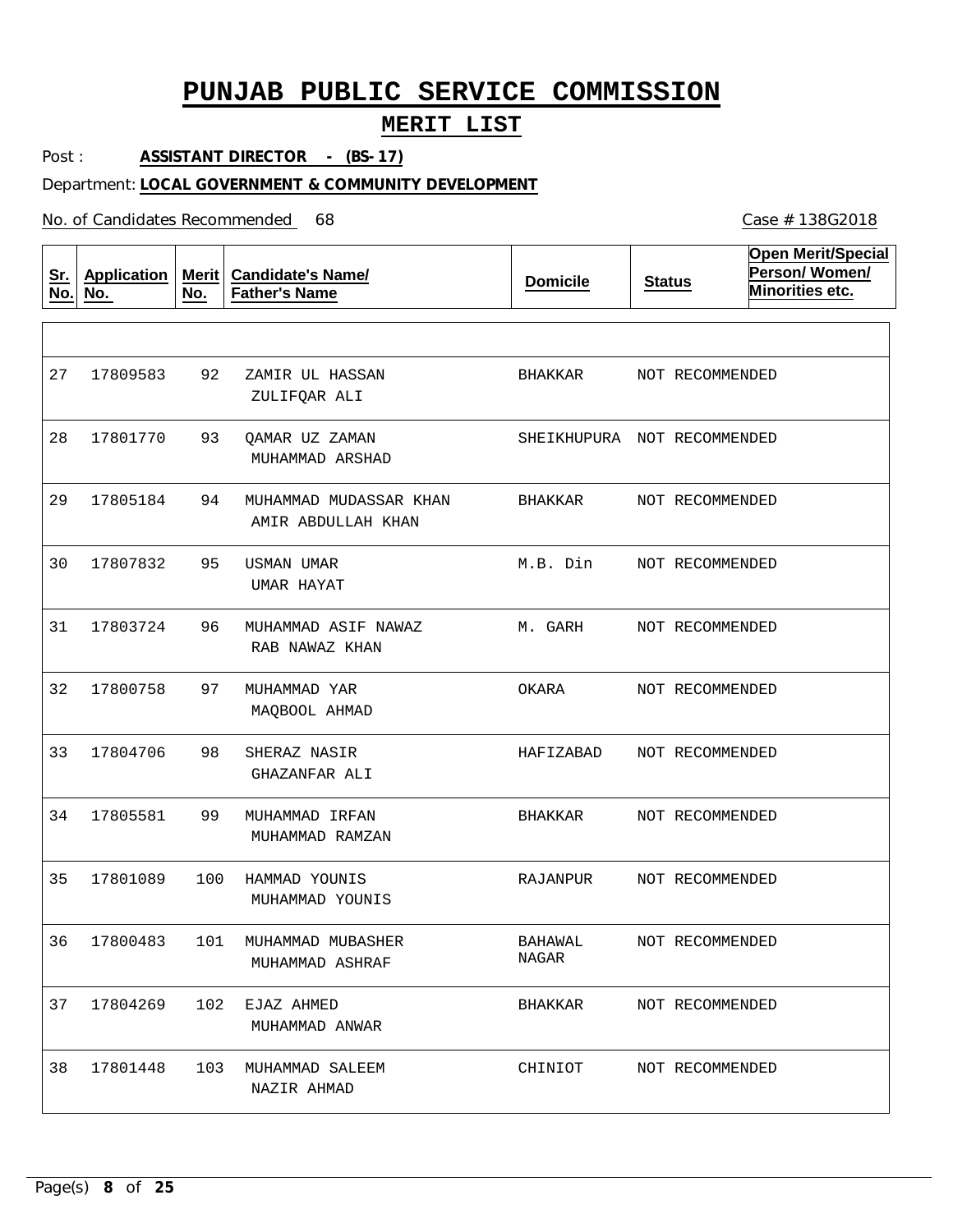# PUNJAB PUBLIC SERVICE COMMISSION

## MERIT LIST

Post : **ASSISTANT DIRECTOR - (BS-17)**

Department: **LOCAL GOVERNMENT & COMMUNITY DEVELOPMENT**

No. of Candidates Recommended 68

Case # 138G2018

| Sr. No. | Application No. | Merit No. | Candidate's Name/ Father's Name | Domicile | Status | Open Merit/Special Person/ Women/ Minorities etc. |
|---|---|---|---|---|---|---|
| 27 | 17809583 | 92 | ZAMIR UL HASSAN / ZULIFQAR ALI | BHAKKAR | NOT RECOMMENDED | |
| 28 | 17801770 | 93 | QAMAR UZ ZAMAN / MUHAMMAD ARSHAD | SHEIKHUPURA | NOT RECOMMENDED | |
| 29 | 17805184 | 94 | MUHAMMAD MUDASSAR KHAN / AMIR ABDULLAH KHAN | BHAKKAR | NOT RECOMMENDED | |
| 30 | 17807832 | 95 | USMAN UMAR / UMAR HAYAT | M.B. Din | NOT RECOMMENDED | |
| 31 | 17803724 | 96 | MUHAMMAD ASIF NAWAZ / RAB NAWAZ KHAN | M. GARH | NOT RECOMMENDED | |
| 32 | 17800758 | 97 | MUHAMMAD YAR / MAQBOOL AHMAD | OKARA | NOT RECOMMENDED | |
| 33 | 17804706 | 98 | SHERAZ NASIR / GHAZANFAR ALI | HAFIZABAD | NOT RECOMMENDED | |
| 34 | 17805581 | 99 | MUHAMMAD IRFAN / MUHAMMAD RAMZAN | BHAKKAR | NOT RECOMMENDED | |
| 35 | 17801089 | 100 | HAMMAD YOUNIS / MUHAMMAD YOUNIS | RAJANPUR | NOT RECOMMENDED | |
| 36 | 17800483 | 101 | MUHAMMAD MUBASHER / MUHAMMAD ASHRAF | BAHAWAL NAGAR | NOT RECOMMENDED | |
| 37 | 17804269 | 102 | EJAZ AHMED / MUHAMMAD ANWAR | BHAKKAR | NOT RECOMMENDED | |
| 38 | 17801448 | 103 | MUHAMMAD SALEEM / NAZIR AHMAD | CHINIOT | NOT RECOMMENDED | |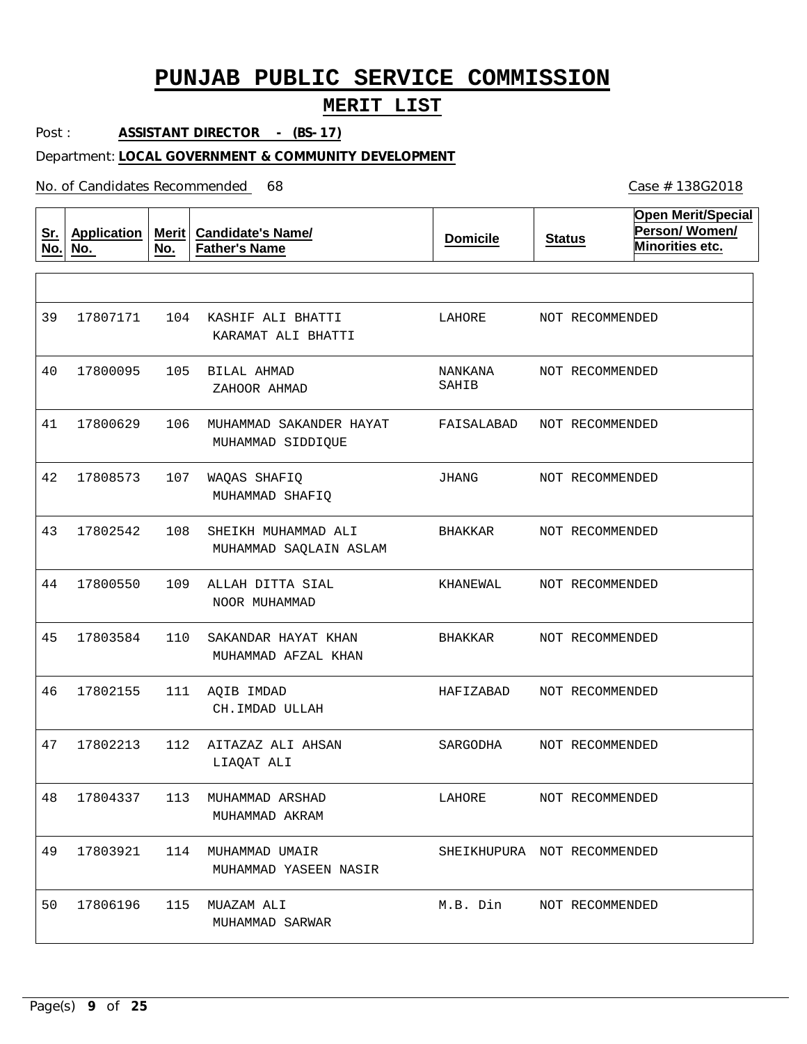# PUNJAB PUBLIC SERVICE COMMISSION

## MERIT LIST

Post : **ASSISTANT DIRECTOR - (BS-17)**

Department: **LOCAL GOVERNMENT & COMMUNITY DEVELOPMENT**

No. of Candidates Recommended 68

Case # 138G2018

| Sr. No. | Application No. | Merit No. | Candidate's Name/ Father's Name | Domicile | Status | Open Merit/Special Person/ Women/ Minorities etc. |
|---|---|---|---|---|---|---|
| 39 | 17807171 | 104 | KASHIF ALI BHATTI<br>KARAMAT ALI BHATTI | LAHORE | NOT RECOMMENDED | |
| 40 | 17800095 | 105 | BILAL AHMAD<br>ZAHOOR AHMAD | NANKANA SAHIB | NOT RECOMMENDED | |
| 41 | 17800629 | 106 | MUHAMMAD SAKANDER HAYAT<br>MUHAMMAD SIDDIQUE | FAISALABAD | NOT RECOMMENDED | |
| 42 | 17808573 | 107 | WAQAS SHAFIQ<br>MUHAMMAD SHAFIQ | JHANG | NOT RECOMMENDED | |
| 43 | 17802542 | 108 | SHEIKH MUHAMMAD ALI<br>MUHAMMAD SAQLAIN ASLAM | BHAKKAR | NOT RECOMMENDED | |
| 44 | 17800550 | 109 | ALLAH DITTA SIAL<br>NOOR MUHAMMAD | KHANEWAL | NOT RECOMMENDED | |
| 45 | 17803584 | 110 | SAKANDAR HAYAT KHAN<br>MUHAMMAD AFZAL KHAN | BHAKKAR | NOT RECOMMENDED | |
| 46 | 17802155 | 111 | AQIB IMDAD<br>CH.IMDAD ULLAH | HAFIZABAD | NOT RECOMMENDED | |
| 47 | 17802213 | 112 | AITAZAZ ALI AHSAN<br>LIAQAT ALI | SARGODHA | NOT RECOMMENDED | |
| 48 | 17804337 | 113 | MUHAMMAD ARSHAD<br>MUHAMMAD AKRAM | LAHORE | NOT RECOMMENDED | |
| 49 | 17803921 | 114 | MUHAMMAD UMAIR<br>MUHAMMAD YASEEN NASIR | SHEIKHUPURA | NOT RECOMMENDED | |
| 50 | 17806196 | 115 | MUAZAM ALI<br>MUHAMMAD SARWAR | M.B. Din | NOT RECOMMENDED | |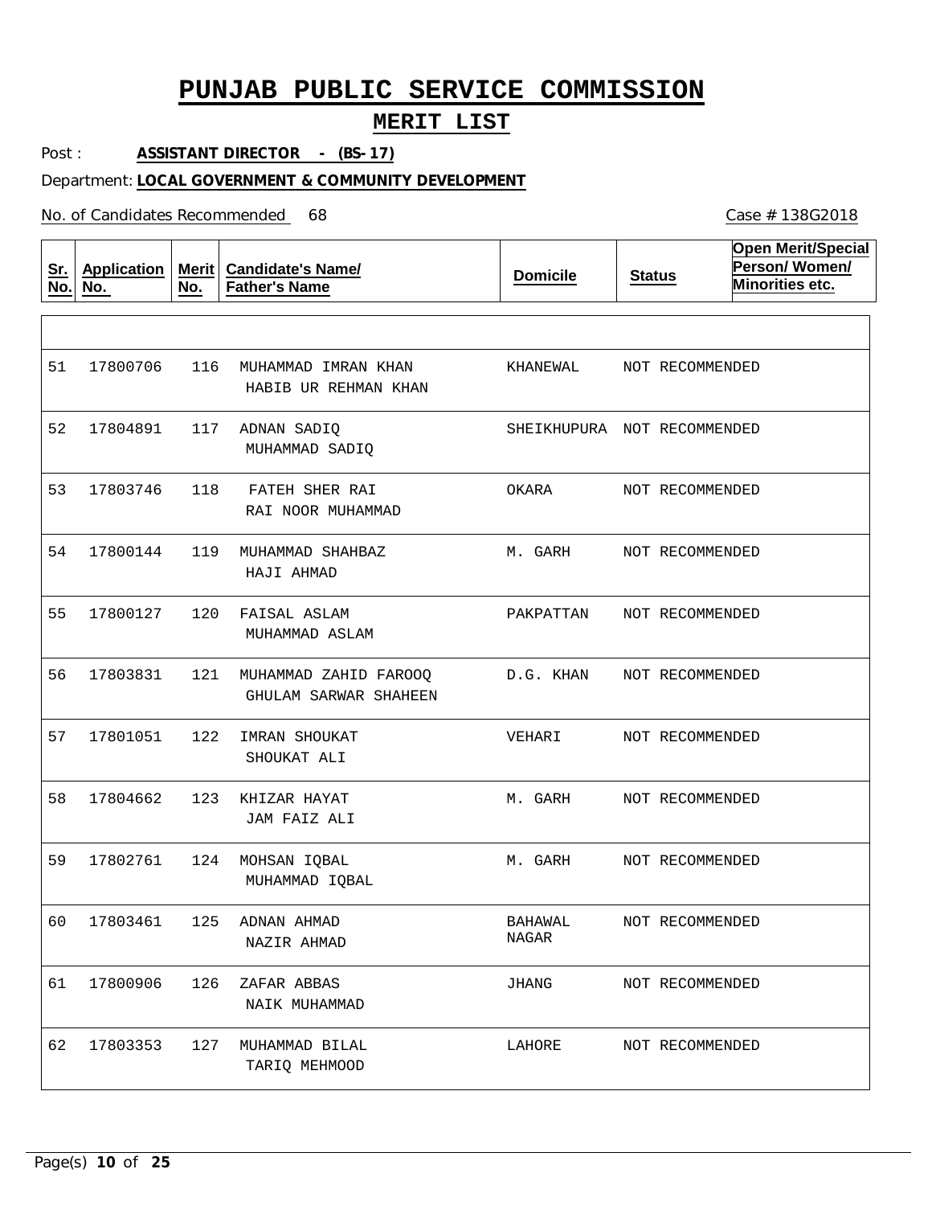# PUNJAB PUBLIC SERVICE COMMISSION

## MERIT LIST

Post : **ASSISTANT DIRECTOR - (BS-17)**

Department: **LOCAL GOVERNMENT & COMMUNITY DEVELOPMENT**

No. of Candidates Recommended 68

Case # 138G2018

| Sr. No. | Application No. | Merit No. | Candidate's Name/ Father's Name | Domicile | Status | Open Merit/Special Person/ Women/ Minorities etc. |
|---|---|---|---|---|---|---|
| 51 | 17800706 | 116 | MUHAMMAD IMRAN KHAN<br>HABIB UR REHMAN KHAN | KHANEWAL | NOT RECOMMENDED | |
| 52 | 17804891 | 117 | ADNAN SADIQ<br>MUHAMMAD SADIQ | SHEIKHUPURA | NOT RECOMMENDED | |
| 53 | 17803746 | 118 | FATEH SHER RAI<br>RAI NOOR MUHAMMAD | OKARA | NOT RECOMMENDED | |
| 54 | 17800144 | 119 | MUHAMMAD SHAHBAZ<br>HAJI AHMAD | M. GARH | NOT RECOMMENDED | |
| 55 | 17800127 | 120 | FAISAL ASLAM<br>MUHAMMAD ASLAM | PAKPATTAN | NOT RECOMMENDED | |
| 56 | 17803831 | 121 | MUHAMMAD ZAHID FAROOQ<br>GHULAM SARWAR SHAHEEN | D.G. KHAN | NOT RECOMMENDED | |
| 57 | 17801051 | 122 | IMRAN SHOUKAT<br>SHOUKAT ALI | VEHARI | NOT RECOMMENDED | |
| 58 | 17804662 | 123 | KHIZAR HAYAT<br>JAM FAIZ ALI | M. GARH | NOT RECOMMENDED | |
| 59 | 17802761 | 124 | MOHSAN IQBAL<br>MUHAMMAD IQBAL | M. GARH | NOT RECOMMENDED | |
| 60 | 17803461 | 125 | ADNAN AHMAD<br>NAZIR AHMAD | BAHAWAL NAGAR | NOT RECOMMENDED | |
| 61 | 17800906 | 126 | ZAFAR ABBAS<br>NAIK MUHAMMAD | JHANG | NOT RECOMMENDED | |
| 62 | 17803353 | 127 | MUHAMMAD BILAL<br>TARIQ MEHMOOD | LAHORE | NOT RECOMMENDED | |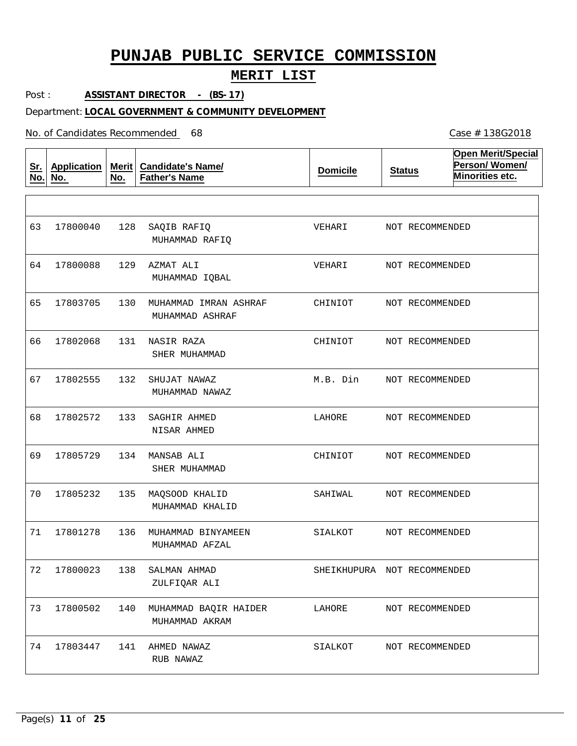# PUNJAB PUBLIC SERVICE COMMISSION

## MERIT LIST

Post : **ASSISTANT DIRECTOR - (BS-17)**

Department: **LOCAL GOVERNMENT & COMMUNITY DEVELOPMENT**

No. of Candidates Recommended 68

Case # 138G2018

| Sr. No. | Application No. | Merit No. | Candidate's Name/ Father's Name | Domicile | Status | Open Merit/Special Person/ Women/ Minorities etc. |
|---|---|---|---|---|---|---|
| 63 | 17800040 | 128 | SAQIB RAFIQ<br>MUHAMMAD RAFIQ | VEHARI | NOT RECOMMENDED | |
| 64 | 17800088 | 129 | AZMAT ALI<br>MUHAMMAD IQBAL | VEHARI | NOT RECOMMENDED | |
| 65 | 17803705 | 130 | MUHAMMAD IMRAN ASHRAF<br>MUHAMMAD ASHRAF | CHINIOT | NOT RECOMMENDED | |
| 66 | 17802068 | 131 | NASIR RAZA<br>SHER MUHAMMAD | CHINIOT | NOT RECOMMENDED | |
| 67 | 17802555 | 132 | SHUJAT NAWAZ<br>MUHAMMAD NAWAZ | M.B. Din | NOT RECOMMENDED | |
| 68 | 17802572 | 133 | SAGHIR AHMED<br>NISAR AHMED | LAHORE | NOT RECOMMENDED | |
| 69 | 17805729 | 134 | MANSAB ALI<br>SHER MUHAMMAD | CHINIOT | NOT RECOMMENDED | |
| 70 | 17805232 | 135 | MAQSOOD KHALID<br>MUHAMMAD KHALID | SAHIWAL | NOT RECOMMENDED | |
| 71 | 17801278 | 136 | MUHAMMAD BINYAMEEN<br>MUHAMMAD AFZAL | SIALKOT | NOT RECOMMENDED | |
| 72 | 17800023 | 138 | SALMAN AHMAD<br>ZULFIQAR ALI | SHEIKHUPURA | NOT RECOMMENDED | |
| 73 | 17800502 | 140 | MUHAMMAD BAQIR HAIDER<br>MUHAMMAD AKRAM | LAHORE | NOT RECOMMENDED | |
| 74 | 17803447 | 141 | AHMED NAWAZ<br>RUB NAWAZ | SIALKOT | NOT RECOMMENDED | |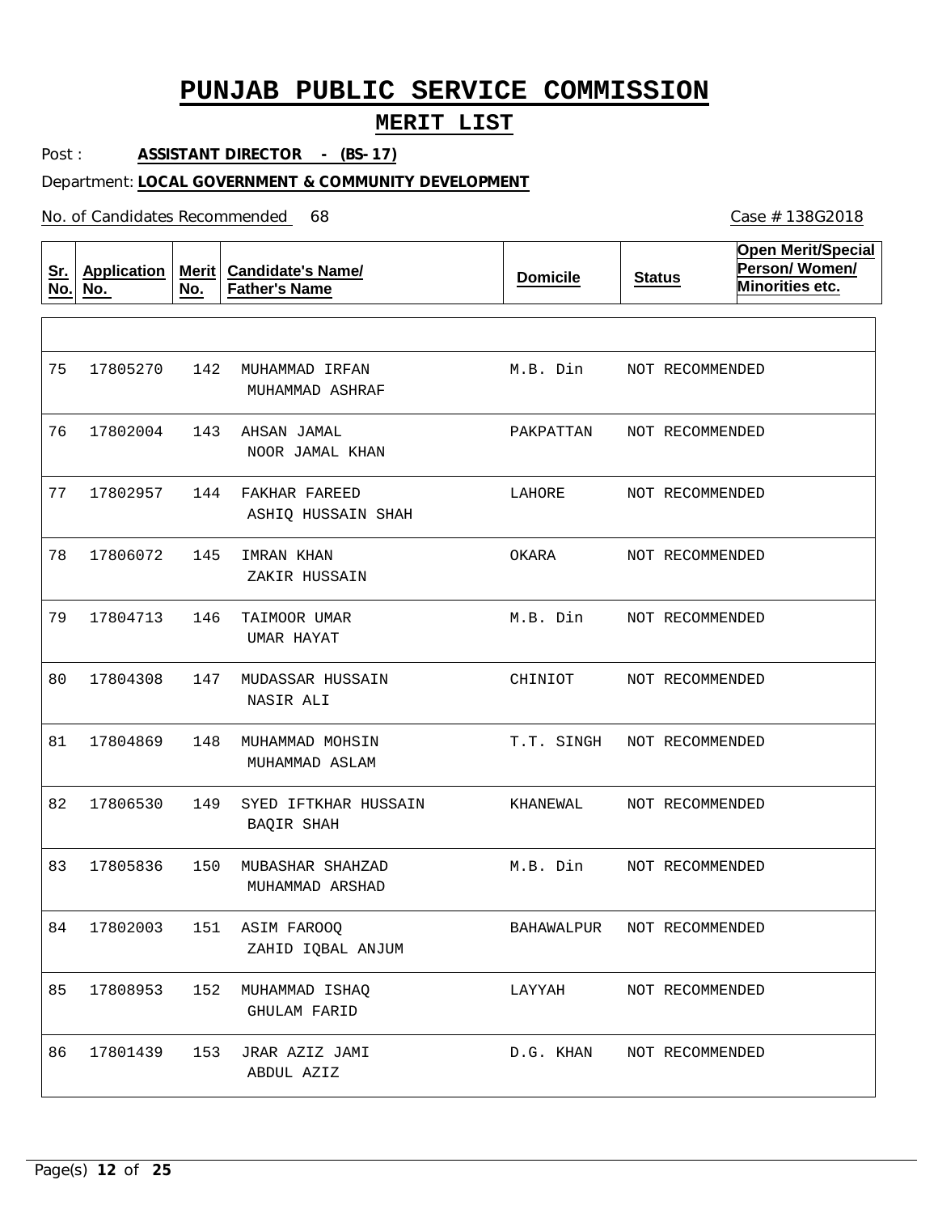# PUNJAB PUBLIC SERVICE COMMISSION

## MERIT LIST

Post : **ASSISTANT DIRECTOR - (BS-17)**

Department: **LOCAL GOVERNMENT & COMMUNITY DEVELOPMENT**

No. of Candidates Recommended 68

Case # 138G2018

| Sr. No. | Application No. | Merit No. | Candidate's Name/ Father's Name | Domicile | Status | Open Merit/Special Person/ Women/ Minorities etc. |
|---|---|---|---|---|---|---|
| 75 | 17805270 | 142 | MUHAMMAD IRFAN<br>MUHAMMAD ASHRAF | M.B. Din | NOT RECOMMENDED | |
| 76 | 17802004 | 143 | AHSAN JAMAL<br>NOOR JAMAL KHAN | PAKPATTAN | NOT RECOMMENDED | |
| 77 | 17802957 | 144 | FAKHAR FAREED<br>ASHIQ HUSSAIN SHAH | LAHORE | NOT RECOMMENDED | |
| 78 | 17806072 | 145 | IMRAN KHAN<br>ZAKIR HUSSAIN | OKARA | NOT RECOMMENDED | |
| 79 | 17804713 | 146 | TAIMOOR UMAR<br>UMAR HAYAT | M.B. Din | NOT RECOMMENDED | |
| 80 | 17804308 | 147 | MUDASSAR HUSSAIN<br>NASIR ALI | CHINIOT | NOT RECOMMENDED | |
| 81 | 17804869 | 148 | MUHAMMAD MOHSIN<br>MUHAMMAD ASLAM | T.T. SINGH | NOT RECOMMENDED | |
| 82 | 17806530 | 149 | SYED IFTKHAR HUSSAIN<br>BAQIR SHAH | KHANEWAL | NOT RECOMMENDED | |
| 83 | 17805836 | 150 | MUBASHAR SHAHZAD<br>MUHAMMAD ARSHAD | M.B. Din | NOT RECOMMENDED | |
| 84 | 17802003 | 151 | ASIM FAROOQ<br>ZAHID IQBAL ANJUM | BAHAWALPUR | NOT RECOMMENDED | |
| 85 | 17808953 | 152 | MUHAMMAD ISHAQ<br>GHULAM FARID | LAYYAH | NOT RECOMMENDED | |
| 86 | 17801439 | 153 | JRAR AZIZ JAMI<br>ABDUL AZIZ | D.G. KHAN | NOT RECOMMENDED | |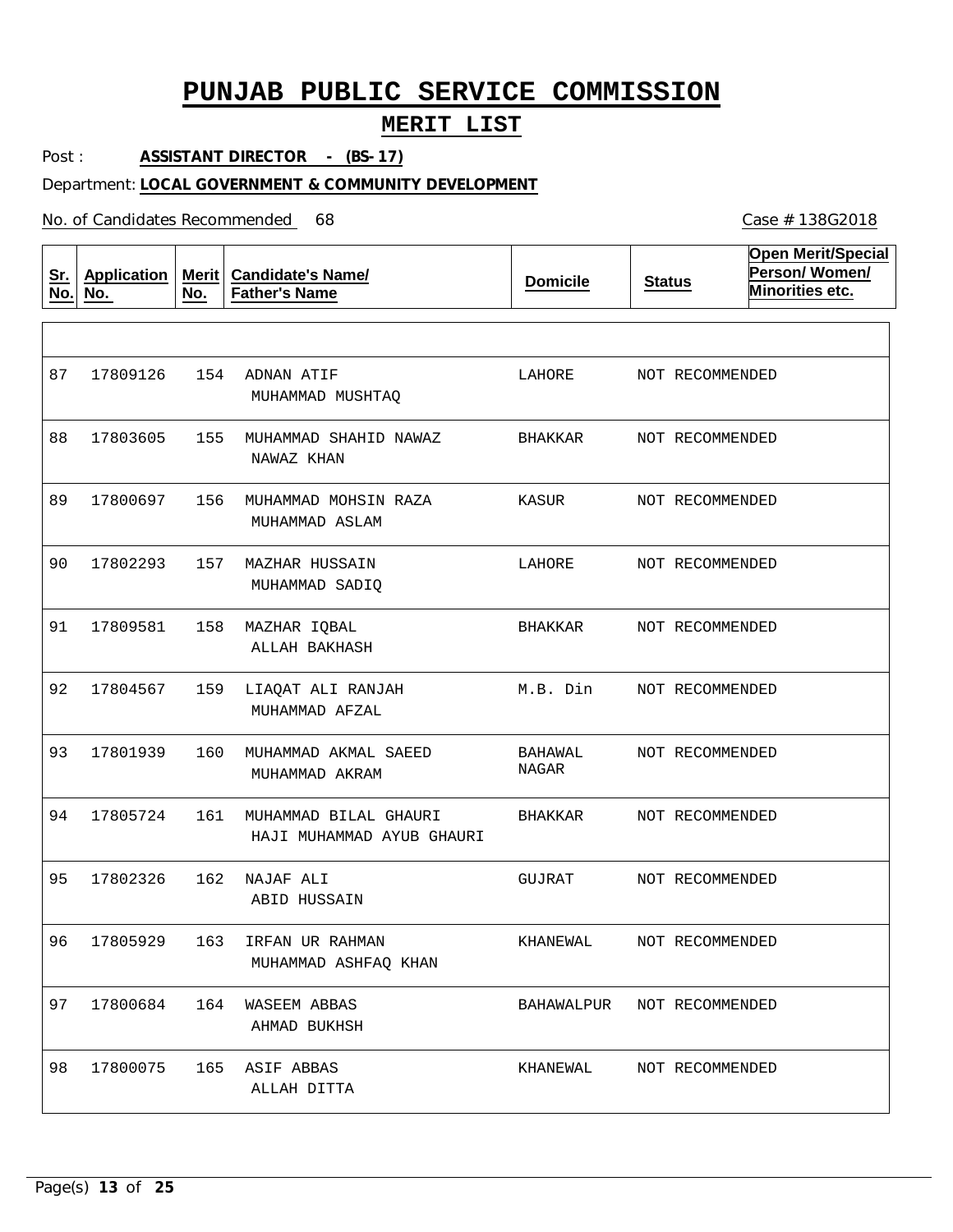# PUNJAB PUBLIC SERVICE COMMISSION

## MERIT LIST

Post : **ASSISTANT DIRECTOR - (BS-17)**

Department: **LOCAL GOVERNMENT & COMMUNITY DEVELOPMENT**

No. of Candidates Recommended 68

Case # 138G2018

| Sr. No. | Application No. | Merit No. | Candidate's Name/ Father's Name | Domicile | Status | Open Merit/Special Person/ Women/ Minorities etc. |
|---|---|---|---|---|---|---|
| 87 | 17809126 | 154 | ADNAN ATIF<br>MUHAMMAD MUSHTAQ | LAHORE | NOT RECOMMENDED | |
| 88 | 17803605 | 155 | MUHAMMAD SHAHID NAWAZ<br>NAWAZ KHAN | BHAKKAR | NOT RECOMMENDED | |
| 89 | 17800697 | 156 | MUHAMMAD MOHSIN RAZA<br>MUHAMMAD ASLAM | KASUR | NOT RECOMMENDED | |
| 90 | 17802293 | 157 | MAZHAR HUSSAIN<br>MUHAMMAD SADIQ | LAHORE | NOT RECOMMENDED | |
| 91 | 17809581 | 158 | MAZHAR IQBAL<br>ALLAH BAKHASH | BHAKKAR | NOT RECOMMENDED | |
| 92 | 17804567 | 159 | LIAQAT ALI RANJAH<br>MUHAMMAD AFZAL | M.B. Din | NOT RECOMMENDED | |
| 93 | 17801939 | 160 | MUHAMMAD AKMAL SAEED<br>MUHAMMAD AKRAM | BAHAWAL NAGAR | NOT RECOMMENDED | |
| 94 | 17805724 | 161 | MUHAMMAD BILAL GHAURI<br>HAJI MUHAMMAD AYUB GHAURI | BHAKKAR | NOT RECOMMENDED | |
| 95 | 17802326 | 162 | NAJAF ALI<br>ABID HUSSAIN | GUJRAT | NOT RECOMMENDED | |
| 96 | 17805929 | 163 | IRFAN UR RAHMAN<br>MUHAMMAD ASHFAQ KHAN | KHANEWAL | NOT RECOMMENDED | |
| 97 | 17800684 | 164 | WASEEM ABBAS<br>AHMAD BUKHSH | BAHAWALPUR | NOT RECOMMENDED | |
| 98 | 17800075 | 165 | ASIF ABBAS<br>ALLAH DITTA | KHANEWAL | NOT RECOMMENDED | |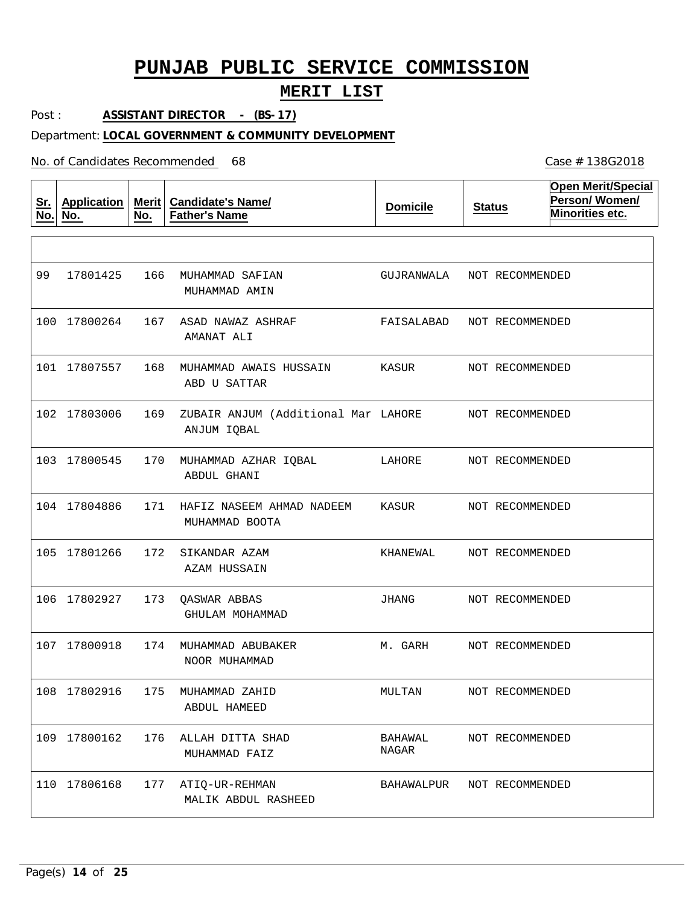# PUNJAB PUBLIC SERVICE COMMISSION

## MERIT LIST

Post : **ASSISTANT DIRECTOR - (BS-17)**

Department: **LOCAL GOVERNMENT & COMMUNITY DEVELOPMENT**

No. of Candidates Recommended 68

Case # 138G2018

| Sr. No. | Application No. | Merit No. | Candidate's Name/ Father's Name | Domicile | Status | Open Merit/Special Person/ Women/ Minorities etc. |
|---|---|---|---|---|---|---|
| | | | | | | |
| 99 | 17801425 | 166 | MUHAMMAD SAFIAN<br>MUHAMMAD AMIN | GUJRANWALA | NOT RECOMMENDED | |
| 100 | 17800264 | 167 | ASAD NAWAZ ASHRAF<br>AMANAT ALI | FAISALABAD | NOT RECOMMENDED | |
| 101 | 17807557 | 168 | MUHAMMAD AWAIS HUSSAIN<br>ABD U SATTAR | KASUR | NOT RECOMMENDED | |
| 102 | 17803006 | 169 | ZUBAIR ANJUM (Additional Mar<br>ANJUM IQBAL | LAHORE | NOT RECOMMENDED | |
| 103 | 17800545 | 170 | MUHAMMAD AZHAR IQBAL<br>ABDUL GHANI | LAHORE | NOT RECOMMENDED | |
| 104 | 17804886 | 171 | HAFIZ NASEEM AHMAD NADEEM<br>MUHAMMAD BOOTA | KASUR | NOT RECOMMENDED | |
| 105 | 17801266 | 172 | SIKANDAR AZAM<br>AZAM HUSSAIN | KHANEWAL | NOT RECOMMENDED | |
| 106 | 17802927 | 173 | QASWAR ABBAS<br>GHULAM MOHAMMAD | JHANG | NOT RECOMMENDED | |
| 107 | 17800918 | 174 | MUHAMMAD ABUBAKER<br>NOOR MUHAMMAD | M. GARH | NOT RECOMMENDED | |
| 108 | 17802916 | 175 | MUHAMMAD ZAHID<br>ABDUL HAMEED | MULTAN | NOT RECOMMENDED | |
| 109 | 17800162 | 176 | ALLAH DITTA SHAD<br>MUHAMMAD FAIZ | BAHAWAL NAGAR | NOT RECOMMENDED | |
| 110 | 17806168 | 177 | ATIQ-UR-REHMAN<br>MALIK ABDUL RASHEED | BAHAWALPUR | NOT RECOMMENDED | |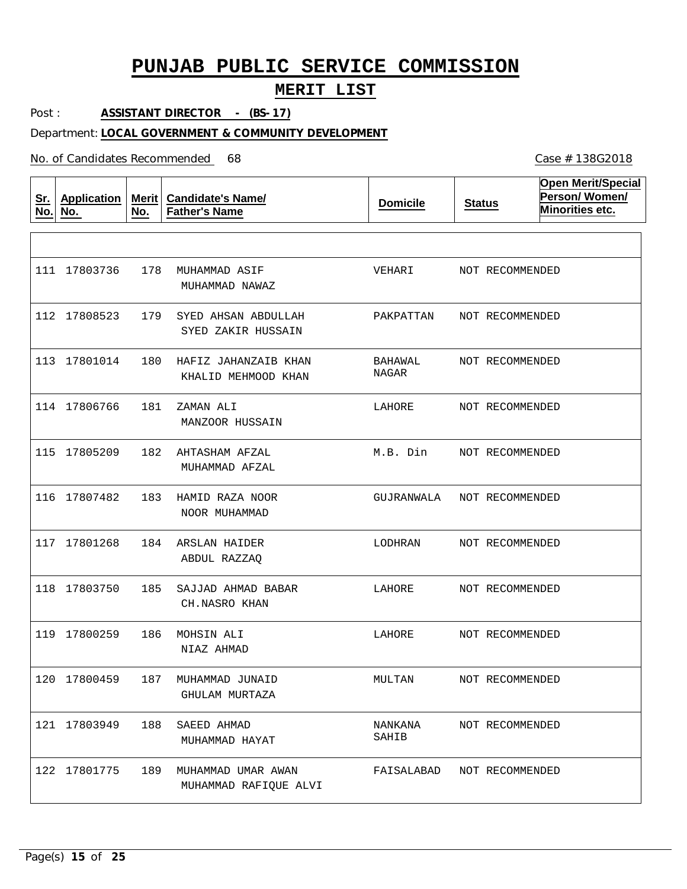# PUNJAB PUBLIC SERVICE COMMISSION

## MERIT LIST

Post : **ASSISTANT DIRECTOR - (BS-17)**

Department: **LOCAL GOVERNMENT & COMMUNITY DEVELOPMENT**

No. of Candidates Recommended 68

Case # 138G2018

| Sr. No. | Application No. | Merit No. | Candidate's Name/ Father's Name | Domicile | Status | Open Merit/Special Person/ Women/ Minorities etc. |
|---|---|---|---|---|---|---|
| 111 | 17803736 | 178 | MUHAMMAD ASIF<br>MUHAMMAD NAWAZ | VEHARI | NOT RECOMMENDED | |
| 112 | 17808523 | 179 | SYED AHSAN ABDULLAH<br>SYED ZAKIR HUSSAIN | PAKPATTAN | NOT RECOMMENDED | |
| 113 | 17801014 | 180 | HAFIZ JAHANZAIB KHAN<br>KHALID MEHMOOD KHAN | BAHAWAL NAGAR | NOT RECOMMENDED | |
| 114 | 17806766 | 181 | ZAMAN ALI<br>MANZOOR HUSSAIN | LAHORE | NOT RECOMMENDED | |
| 115 | 17805209 | 182 | AHTASHAM AFZAL<br>MUHAMMAD AFZAL | M.B. Din | NOT RECOMMENDED | |
| 116 | 17807482 | 183 | HAMID RAZA NOOR<br>NOOR MUHAMMAD | GUJRANWALA | NOT RECOMMENDED | |
| 117 | 17801268 | 184 | ARSLAN HAIDER<br>ABDUL RAZZAQ | LODHRAN | NOT RECOMMENDED | |
| 118 | 17803750 | 185 | SAJJAD AHMAD BABAR<br>CH.NASRO KHAN | LAHORE | NOT RECOMMENDED | |
| 119 | 17800259 | 186 | MOHSIN ALI<br>NIAZ AHMAD | LAHORE | NOT RECOMMENDED | |
| 120 | 17800459 | 187 | MUHAMMAD JUNAID<br>GHULAM MURTAZA | MULTAN | NOT RECOMMENDED | |
| 121 | 17803949 | 188 | SAEED AHMAD<br>MUHAMMAD HAYAT | NANKANA SAHIB | NOT RECOMMENDED | |
| 122 | 17801775 | 189 | MUHAMMAD UMAR AWAN<br>MUHAMMAD RAFIQUE ALVI | FAISALABAD | NOT RECOMMENDED | |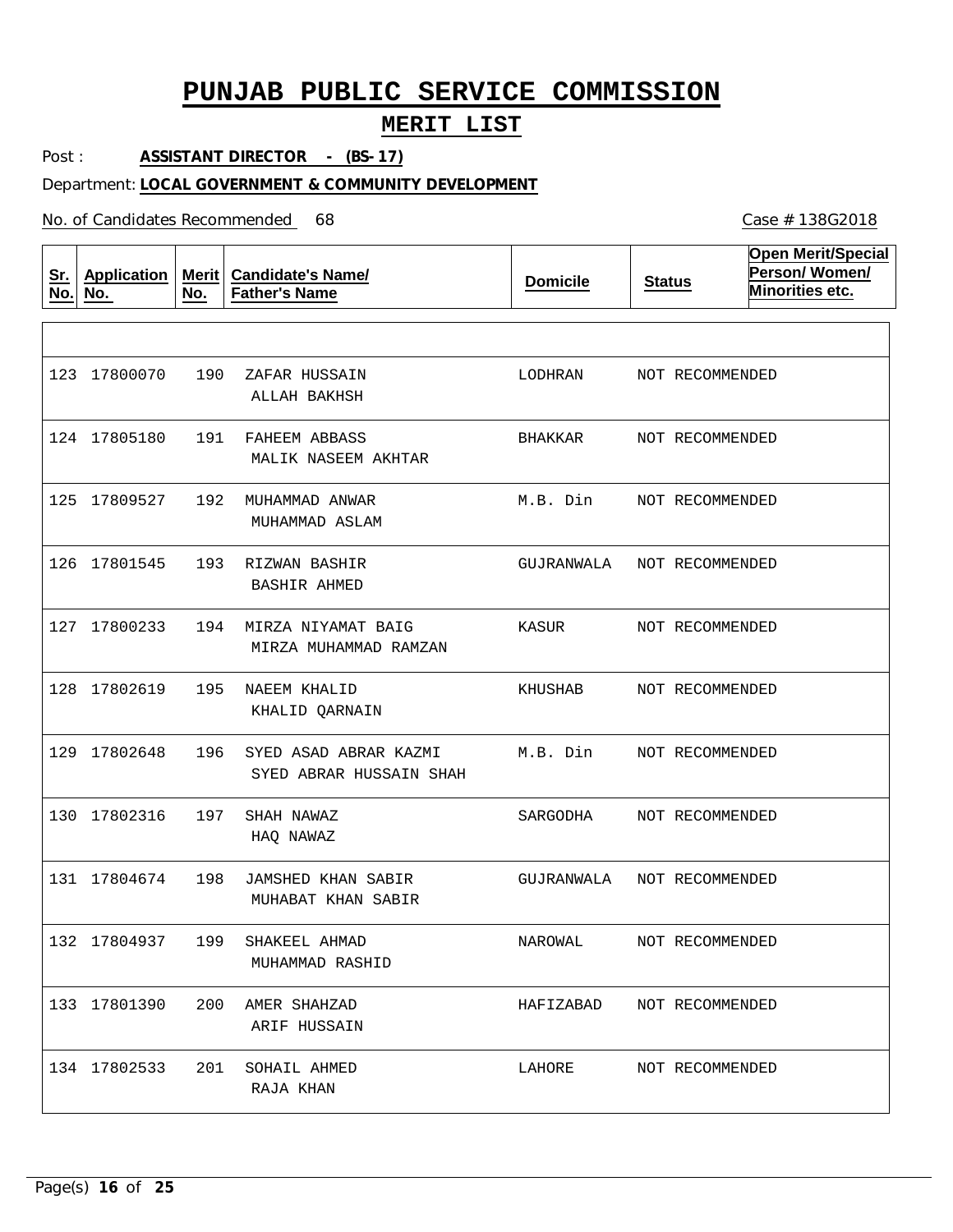# PUNJAB PUBLIC SERVICE COMMISSION

## MERIT LIST

Post : **ASSISTANT DIRECTOR - (BS-17)**

Department: **LOCAL GOVERNMENT & COMMUNITY DEVELOPMENT**

No. of Candidates Recommended 68

Case # 138G2018

| Sr. No. | Application No. | Merit No. | Candidate's Name/ Father's Name | Domicile | Status | Open Merit/Special Person/ Women/ Minorities etc. |
|---|---|---|---|---|---|---|
| 123 | 17800070 | 190 | ZAFAR HUSSAIN<br>ALLAH BAKHSH | LODHRAN | NOT RECOMMENDED | |
| 124 | 17805180 | 191 | FAHEEM ABBASS<br>MALIK NASEEM AKHTAR | BHAKKAR | NOT RECOMMENDED | |
| 125 | 17809527 | 192 | MUHAMMAD ANWAR<br>MUHAMMAD ASLAM | M.B. Din | NOT RECOMMENDED | |
| 126 | 17801545 | 193 | RIZWAN BASHIR<br>BASHIR AHMED | GUJRANWALA | NOT RECOMMENDED | |
| 127 | 17800233 | 194 | MIRZA NIYAMAT BAIG<br>MIRZA MUHAMMAD RAMZAN | KASUR | NOT RECOMMENDED | |
| 128 | 17802619 | 195 | NAEEM KHALID<br>KHALID QARNAIN | KHUSHAB | NOT RECOMMENDED | |
| 129 | 17802648 | 196 | SYED ASAD ABRAR KAZMI<br>SYED ABRAR HUSSAIN SHAH | M.B. Din | NOT RECOMMENDED | |
| 130 | 17802316 | 197 | SHAH NAWAZ<br>HAQ NAWAZ | SARGODHA | NOT RECOMMENDED | |
| 131 | 17804674 | 198 | JAMSHED KHAN SABIR<br>MUHABAT KHAN SABIR | GUJRANWALA | NOT RECOMMENDED | |
| 132 | 17804937 | 199 | SHAKEEL AHMAD<br>MUHAMMAD RASHID | NAROWAL | NOT RECOMMENDED | |
| 133 | 17801390 | 200 | AMER SHAHZAD<br>ARIF HUSSAIN | HAFIZABAD | NOT RECOMMENDED | |
| 134 | 17802533 | 201 | SOHAIL AHMED<br>RAJA KHAN | LAHORE | NOT RECOMMENDED | |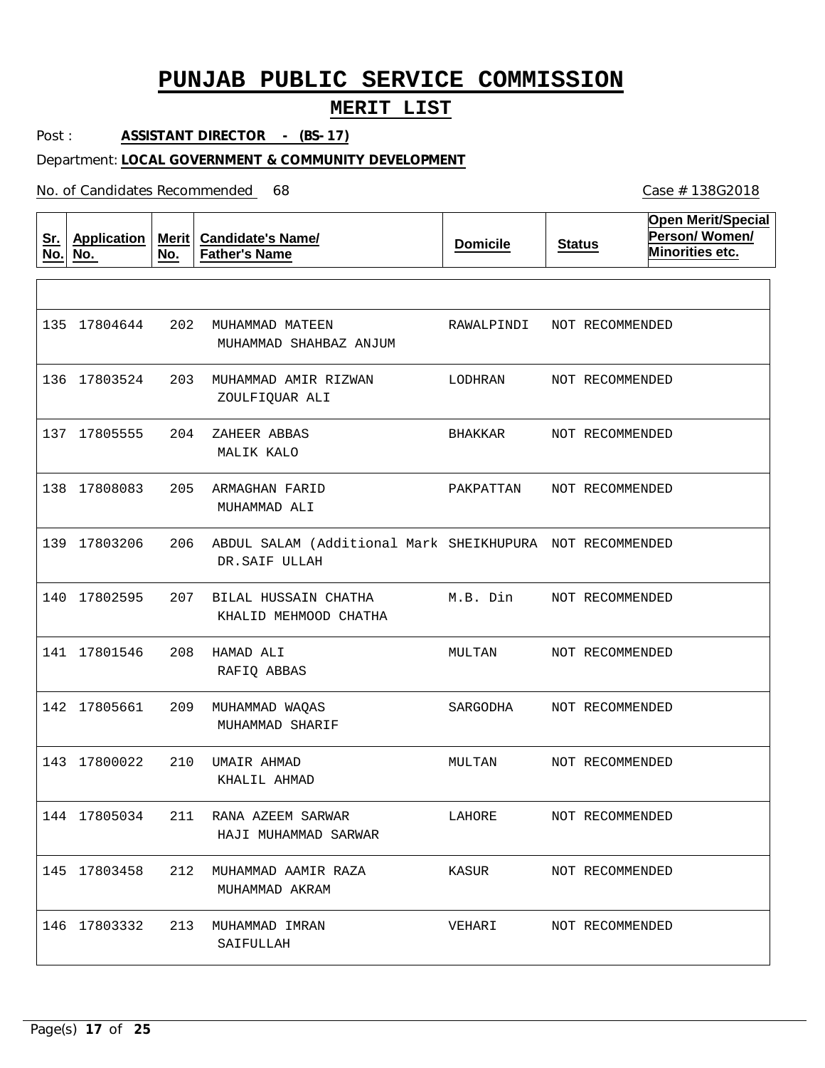# PUNJAB PUBLIC SERVICE COMMISSION

## MERIT LIST

Post : **ASSISTANT DIRECTOR - (BS-17)**

Department: **LOCAL GOVERNMENT & COMMUNITY DEVELOPMENT**

No. of Candidates Recommended 68

Case # 138G2018

| Sr. No. | Application No. | Merit No. | Candidate's Name/ Father's Name | Domicile | Status | Open Merit/Special Person/ Women/ Minorities etc. |
|---|---|---|---|---|---|---|
| 135 | 17804644 | 202 | MUHAMMAD MATEEN<br>MUHAMMAD SHAHBAZ ANJUM | RAWALPINDI | NOT RECOMMENDED | |
| 136 | 17803524 | 203 | MUHAMMAD AMIR RIZWAN<br>ZOULFIQUAR ALI | LODHRAN | NOT RECOMMENDED | |
| 137 | 17805555 | 204 | ZAHEER ABBAS<br>MALIK KALO | BHAKKAR | NOT RECOMMENDED | |
| 138 | 17808083 | 205 | ARMAGHAN FARID<br>MUHAMMAD ALI | PAKPATTAN | NOT RECOMMENDED | |
| 139 | 17803206 | 206 | ABDUL SALAM (Additional Mark<br>DR.SAIF ULLAH | SHEIKHUPURA | NOT RECOMMENDED | |
| 140 | 17802595 | 207 | BILAL HUSSAIN CHATHA<br>KHALID MEHMOOD CHATHA | M.B. Din | NOT RECOMMENDED | |
| 141 | 17801546 | 208 | HAMAD ALI<br>RAFIQ ABBAS | MULTAN | NOT RECOMMENDED | |
| 142 | 17805661 | 209 | MUHAMMAD WAQAS<br>MUHAMMAD SHARIF | SARGODHA | NOT RECOMMENDED | |
| 143 | 17800022 | 210 | UMAIR AHMAD<br>KHALIL AHMAD | MULTAN | NOT RECOMMENDED | |
| 144 | 17805034 | 211 | RANA AZEEM SARWAR<br>HAJI MUHAMMAD SARWAR | LAHORE | NOT RECOMMENDED | |
| 145 | 17803458 | 212 | MUHAMMAD AAMIR RAZA<br>MUHAMMAD AKRAM | KASUR | NOT RECOMMENDED | |
| 146 | 17803332 | 213 | MUHAMMAD IMRAN<br>SAIFULLAH | VEHARI | NOT RECOMMENDED | |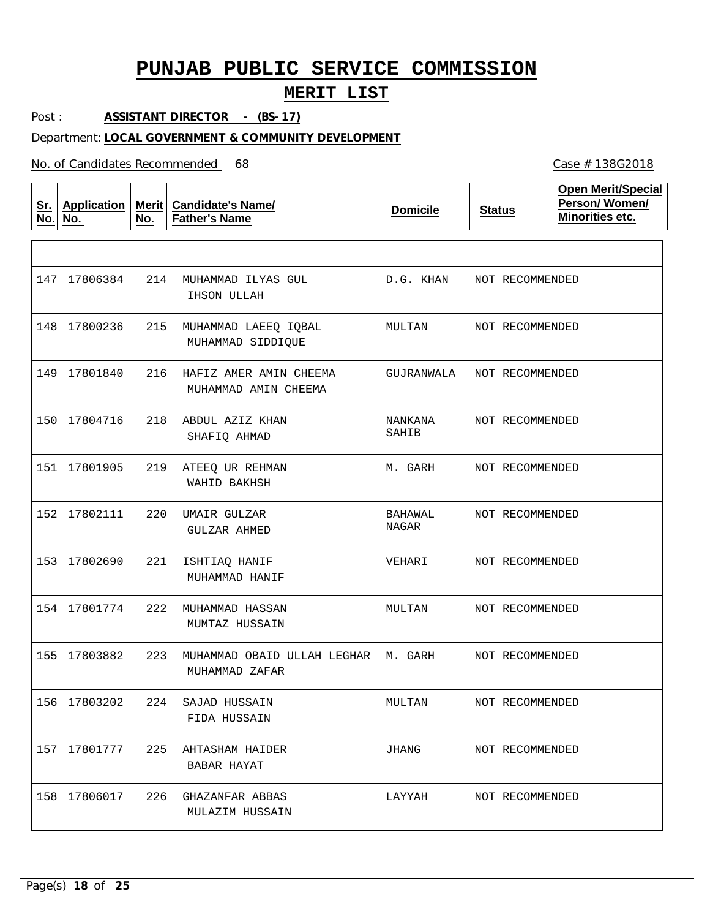# PUNJAB PUBLIC SERVICE COMMISSION

## MERIT LIST

Post : **ASSISTANT DIRECTOR - (BS-17)**

Department: **LOCAL GOVERNMENT & COMMUNITY DEVELOPMENT**

No. of Candidates Recommended 68

Case # 138G2018

| Sr. No. | Application No. | Merit No. | Candidate's Name/ Father's Name | Domicile | Status | Open Merit/Special Person/ Women/ Minorities etc. |
|---|---|---|---|---|---|---|
| 147 | 17806384 | 214 | MUHAMMAD ILYAS GUL<br>IHSON ULLAH | D.G. KHAN | NOT RECOMMENDED | |
| 148 | 17800236 | 215 | MUHAMMAD LAEEQ IQBAL<br>MUHAMMAD SIDDIQUE | MULTAN | NOT RECOMMENDED | |
| 149 | 17801840 | 216 | HAFIZ AMER AMIN CHEEMA<br>MUHAMMAD AMIN CHEEMA | GUJRANWALA | NOT RECOMMENDED | |
| 150 | 17804716 | 218 | ABDUL AZIZ KHAN<br>SHAFIQ AHMAD | NANKANA SAHIB | NOT RECOMMENDED | |
| 151 | 17801905 | 219 | ATEEQ UR REHMAN<br>WAHID BAKHSH | M. GARH | NOT RECOMMENDED | |
| 152 | 17802111 | 220 | UMAIR GULZAR<br>GULZAR AHMED | BAHAWAL NAGAR | NOT RECOMMENDED | |
| 153 | 17802690 | 221 | ISHTIAQ HANIF<br>MUHAMMAD HANIF | VEHARI | NOT RECOMMENDED | |
| 154 | 17801774 | 222 | MUHAMMAD HASSAN<br>MUMTAZ HUSSAIN | MULTAN | NOT RECOMMENDED | |
| 155 | 17803882 | 223 | MUHAMMAD OBAID ULLAH LEGHAR<br>MUHAMMAD ZAFAR | M. GARH | NOT RECOMMENDED | |
| 156 | 17803202 | 224 | SAJAD HUSSAIN<br>FIDA HUSSAIN | MULTAN | NOT RECOMMENDED | |
| 157 | 17801777 | 225 | AHTASHAM HAIDER<br>BABAR HAYAT | JHANG | NOT RECOMMENDED | |
| 158 | 17806017 | 226 | GHAZANFAR ABBAS<br>MULAZIM HUSSAIN | LAYYAH | NOT RECOMMENDED | |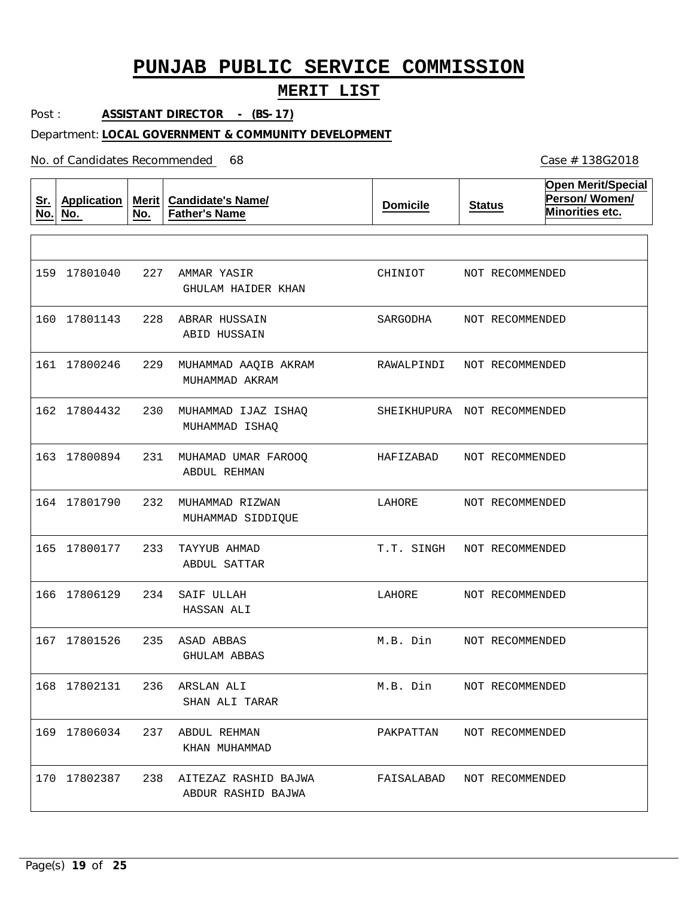# PUNJAB PUBLIC SERVICE COMMISSION

## MERIT LIST

Post : **ASSISTANT DIRECTOR - (BS-17)**

Department: **LOCAL GOVERNMENT & COMMUNITY DEVELOPMENT**

No. of Candidates Recommended 68

Case # 138G2018

| Sr. No. | Application No. | Merit No. | Candidate's Name/ Father's Name | Domicile | Status | Open Merit/Special Person/ Women/ Minorities etc. |
|---|---|---|---|---|---|---|
| | | | | | | |
| 159 | 17801040 | 227 | AMMAR YASIR<br>GHULAM HAIDER KHAN | CHINIOT | NOT RECOMMENDED | |
| 160 | 17801143 | 228 | ABRAR HUSSAIN<br>ABID HUSSAIN | SARGODHA | NOT RECOMMENDED | |
| 161 | 17800246 | 229 | MUHAMMAD AAQIB AKRAM<br>MUHAMMAD AKRAM | RAWALPINDI | NOT RECOMMENDED | |
| 162 | 17804432 | 230 | MUHAMMAD IJAZ ISHAQ<br>MUHAMMAD ISHAQ | SHEIKHUPURA | NOT RECOMMENDED | |
| 163 | 17800894 | 231 | MUHAMAD UMAR FAROOQ<br>ABDUL REHMAN | HAFIZABAD | NOT RECOMMENDED | |
| 164 | 17801790 | 232 | MUHAMMAD RIZWAN<br>MUHAMMAD SIDDIQUE | LAHORE | NOT RECOMMENDED | |
| 165 | 17800177 | 233 | TAYYUB AHMAD<br>ABDUL SATTAR | T.T. SINGH | NOT RECOMMENDED | |
| 166 | 17806129 | 234 | SAIF ULLAH<br>HASSAN ALI | LAHORE | NOT RECOMMENDED | |
| 167 | 17801526 | 235 | ASAD ABBAS<br>GHULAM ABBAS | M.B. Din | NOT RECOMMENDED | |
| 168 | 17802131 | 236 | ARSLAN ALI<br>SHAN ALI TARAR | M.B. Din | NOT RECOMMENDED | |
| 169 | 17806034 | 237 | ABDUL REHMAN<br>KHAN MUHAMMAD | PAKPATTAN | NOT RECOMMENDED | |
| 170 | 17802387 | 238 | AITEZAZ RASHID BAJWA<br>ABDUR RASHID BAJWA | FAISALABAD | NOT RECOMMENDED | |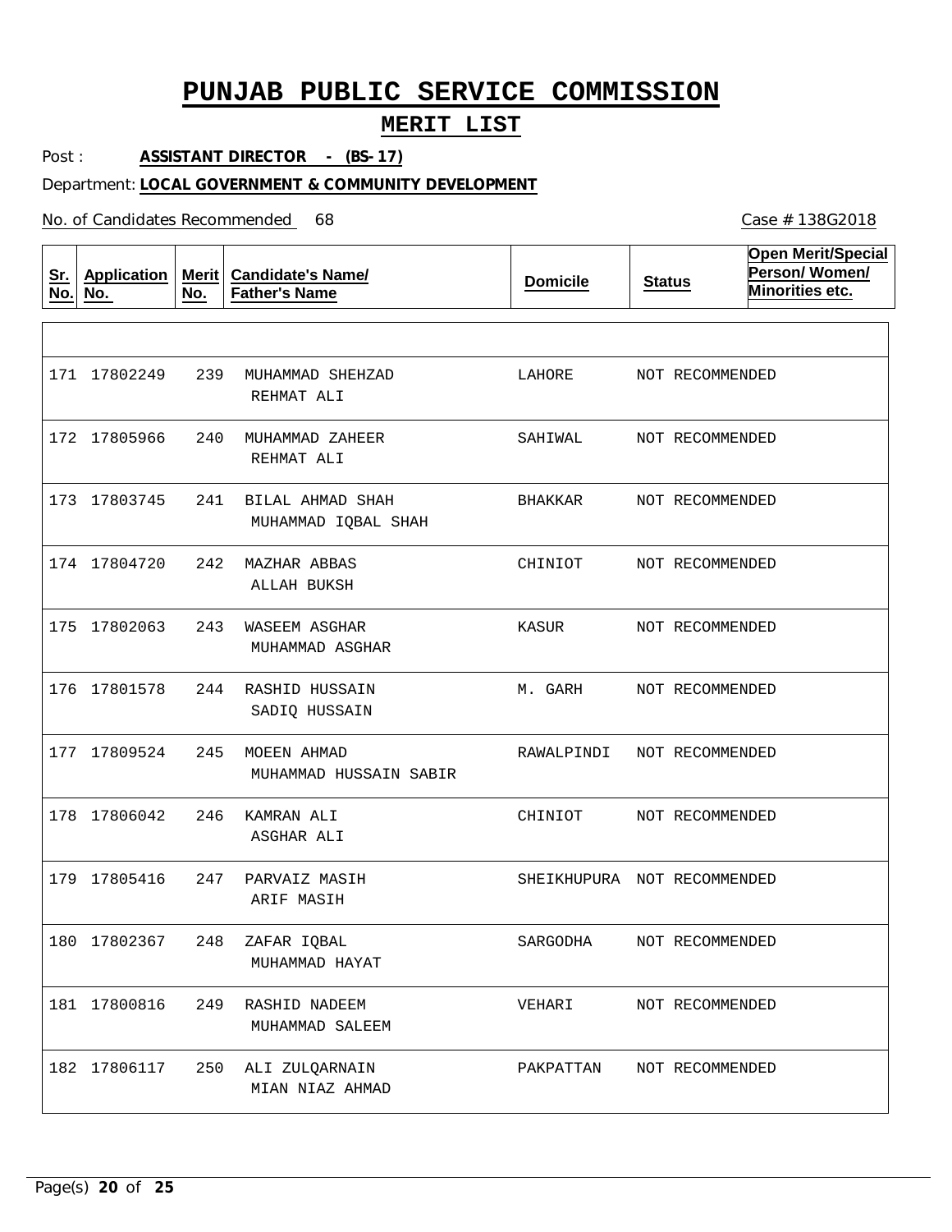# PUNJAB PUBLIC SERVICE COMMISSION

## MERIT LIST

Post : **ASSISTANT DIRECTOR - (BS-17)**

Department: **LOCAL GOVERNMENT & COMMUNITY DEVELOPMENT**

No. of Candidates Recommended 68

Case # 138G2018

| Sr. No. | Application No. | Merit No. | Candidate's Name/ Father's Name | Domicile | Status | Open Merit/Special Person/ Women/ Minorities etc. |
|---|---|---|---|---|---|---|
| 171 | 17802249 | 239 | MUHAMMAD SHEHZAD<br>REHMAT ALI | LAHORE | NOT RECOMMENDED | |
| 172 | 17805966 | 240 | MUHAMMAD ZAHEER<br>REHMAT ALI | SAHIWAL | NOT RECOMMENDED | |
| 173 | 17803745 | 241 | BILAL AHMAD SHAH<br>MUHAMMAD IQBAL SHAH | BHAKKAR | NOT RECOMMENDED | |
| 174 | 17804720 | 242 | MAZHAR ABBAS<br>ALLAH BUKSH | CHINIOT | NOT RECOMMENDED | |
| 175 | 17802063 | 243 | WASEEM ASGHAR<br>MUHAMMAD ASGHAR | KASUR | NOT RECOMMENDED | |
| 176 | 17801578 | 244 | RASHID HUSSAIN<br>SADIQ HUSSAIN | M. GARH | NOT RECOMMENDED | |
| 177 | 17809524 | 245 | MOEEN AHMAD<br>MUHAMMAD HUSSAIN SABIR | RAWALPINDI | NOT RECOMMENDED | |
| 178 | 17806042 | 246 | KAMRAN ALI<br>ASGHAR ALI | CHINIOT | NOT RECOMMENDED | |
| 179 | 17805416 | 247 | PARVAIZ MASIH<br>ARIF MASIH | SHEIKHUPURA | NOT RECOMMENDED | |
| 180 | 17802367 | 248 | ZAFAR IQBAL<br>MUHAMMAD HAYAT | SARGODHA | NOT RECOMMENDED | |
| 181 | 17800816 | 249 | RASHID NADEEM<br>MUHAMMAD SALEEM | VEHARI | NOT RECOMMENDED | |
| 182 | 17806117 | 250 | ALI ZULQARNAIN<br>MIAN NIAZ AHMAD | PAKPATTAN | NOT RECOMMENDED | |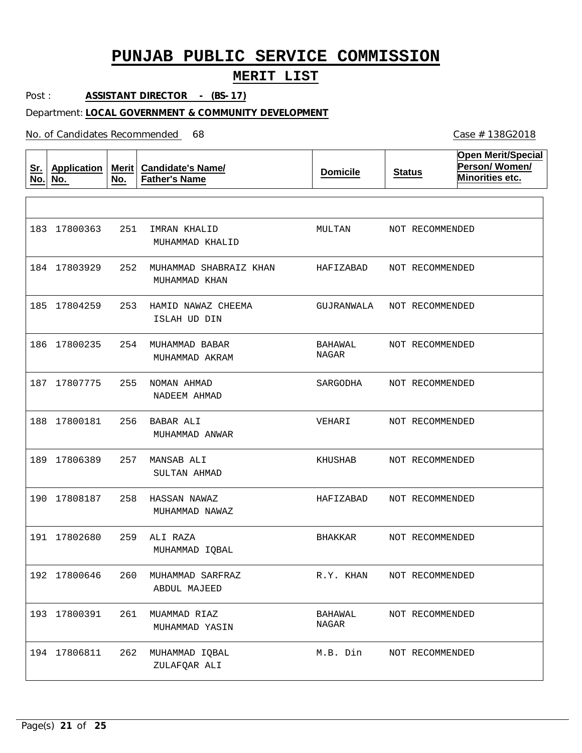# PUNJAB PUBLIC SERVICE COMMISSION

## MERIT LIST

Post : **ASSISTANT DIRECTOR - (BS-17)**

Department: **LOCAL GOVERNMENT & COMMUNITY DEVELOPMENT**

No. of Candidates Recommended 68

Case # 138G2018

| Sr. No. | Application No. | Merit No. | Candidate's Name/ Father's Name | Domicile | Status | Open Merit/Special Person/ Women/ Minorities etc. |
|---|---|---|---|---|---|---|
| 183 | 17800363 | 251 | IMRAN KHALID / MUHAMMAD KHALID | MULTAN | NOT RECOMMENDED | |
| 184 | 17803929 | 252 | MUHAMMAD SHABRAIZ KHAN / MUHAMMAD KHAN | HAFIZABAD | NOT RECOMMENDED | |
| 185 | 17804259 | 253 | HAMID NAWAZ CHEEMA / ISLAH UD DIN | GUJRANWALA | NOT RECOMMENDED | |
| 186 | 17800235 | 254 | MUHAMMAD BABAR / MUHAMMAD AKRAM | BAHAWAL NAGAR | NOT RECOMMENDED | |
| 187 | 17807775 | 255 | NOMAN AHMAD / NADEEM AHMAD | SARGODHA | NOT RECOMMENDED | |
| 188 | 17800181 | 256 | BABAR ALI / MUHAMMAD ANWAR | VEHARI | NOT RECOMMENDED | |
| 189 | 17806389 | 257 | MANSAB ALI / SULTAN AHMAD | KHUSHAB | NOT RECOMMENDED | |
| 190 | 17808187 | 258 | HASSAN NAWAZ / MUHAMMAD NAWAZ | HAFIZABAD | NOT RECOMMENDED | |
| 191 | 17802680 | 259 | ALI RAZA / MUHAMMAD IQBAL | BHAKKAR | NOT RECOMMENDED | |
| 192 | 17800646 | 260 | MUHAMMAD SARFRAZ / ABDUL MAJEED | R.Y. KHAN | NOT RECOMMENDED | |
| 193 | 17800391 | 261 | MUAMMAD RIAZ / MUHAMMAD YASIN | BAHAWAL NAGAR | NOT RECOMMENDED | |
| 194 | 17806811 | 262 | MUHAMMAD IQBAL / ZULAFQAR ALI | M.B. Din | NOT RECOMMENDED | |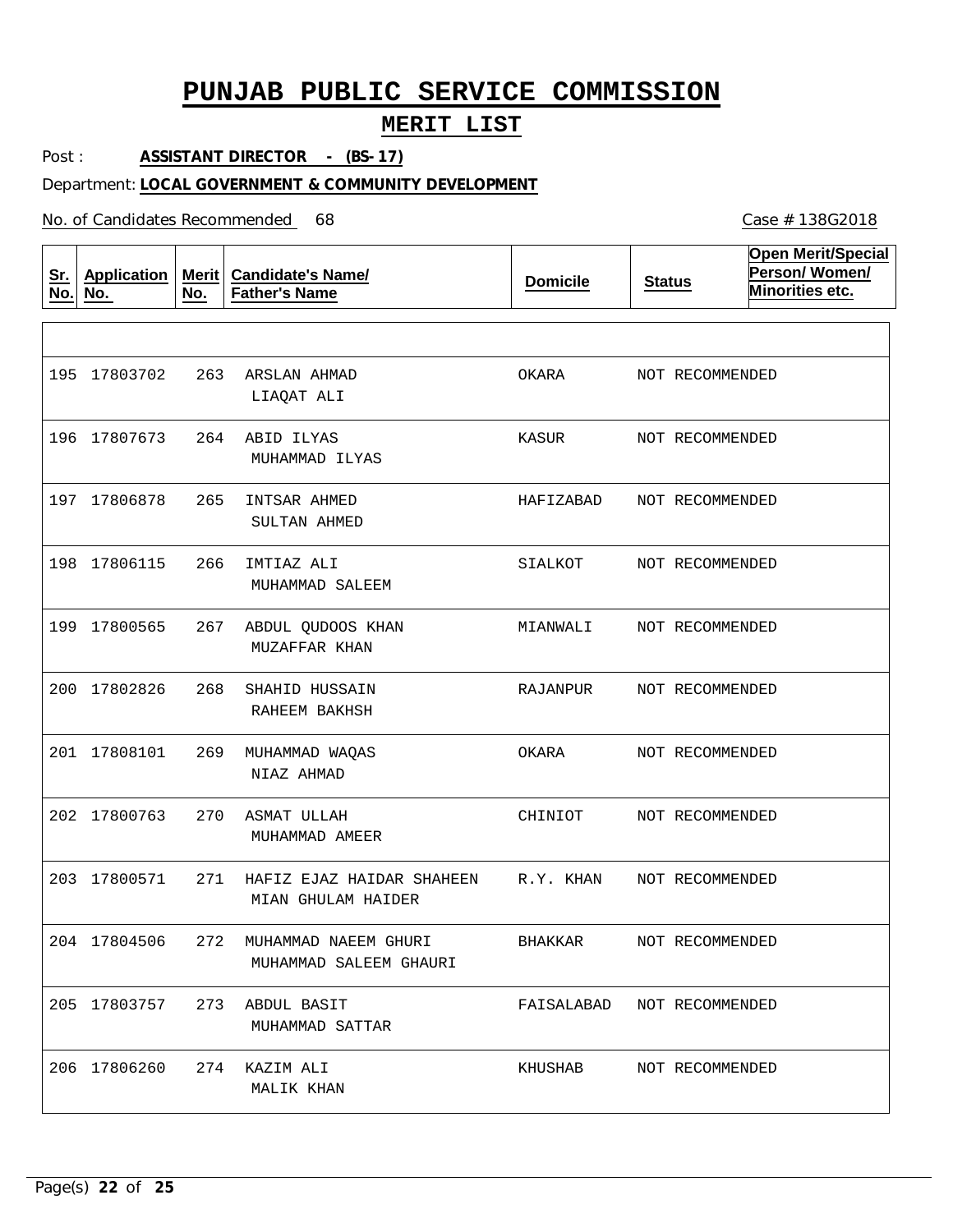# PUNJAB PUBLIC SERVICE COMMISSION

## MERIT LIST

Post : **ASSISTANT DIRECTOR - (BS-17)**

Department: **LOCAL GOVERNMENT & COMMUNITY DEVELOPMENT**

No. of Candidates Recommended 68

Case # 138G2018

| Sr. No. | Application No. | Merit No. | Candidate's Name/ Father's Name | Domicile | Status | Open Merit/Special Person/ Women/ Minorities etc. |
|---|---|---|---|---|---|---|
| 195 | 17803702 | 263 | ARSLAN AHMAD<br>LIAQAT ALI | OKARA | NOT RECOMMENDED | |
| 196 | 17807673 | 264 | ABID ILYAS<br>MUHAMMAD ILYAS | KASUR | NOT RECOMMENDED | |
| 197 | 17806878 | 265 | INTSAR AHMED<br>SULTAN AHMED | HAFIZABAD | NOT RECOMMENDED | |
| 198 | 17806115 | 266 | IMTIAZ ALI<br>MUHAMMAD SALEEM | SIALKOT | NOT RECOMMENDED | |
| 199 | 17800565 | 267 | ABDUL QUDOOS KHAN<br>MUZAFFAR KHAN | MIANWALI | NOT RECOMMENDED | |
| 200 | 17802826 | 268 | SHAHID HUSSAIN<br>RAHEEM BAKHSH | RAJANPUR | NOT RECOMMENDED | |
| 201 | 17808101 | 269 | MUHAMMAD WAQAS<br>NIAZ AHMAD | OKARA | NOT RECOMMENDED | |
| 202 | 17800763 | 270 | ASMAT ULLAH<br>MUHAMMAD AMEER | CHINIOT | NOT RECOMMENDED | |
| 203 | 17800571 | 271 | HAFIZ EJAZ HAIDAR SHAHEEN<br>MIAN GHULAM HAIDER | R.Y. KHAN | NOT RECOMMENDED | |
| 204 | 17804506 | 272 | MUHAMMAD NAEEM GHURI<br>MUHAMMAD SALEEM GHAURI | BHAKKAR | NOT RECOMMENDED | |
| 205 | 17803757 | 273 | ABDUL BASIT<br>MUHAMMAD SATTAR | FAISALABAD | NOT RECOMMENDED | |
| 206 | 17806260 | 274 | KAZIM ALI<br>MALIK KHAN | KHUSHAB | NOT RECOMMENDED | |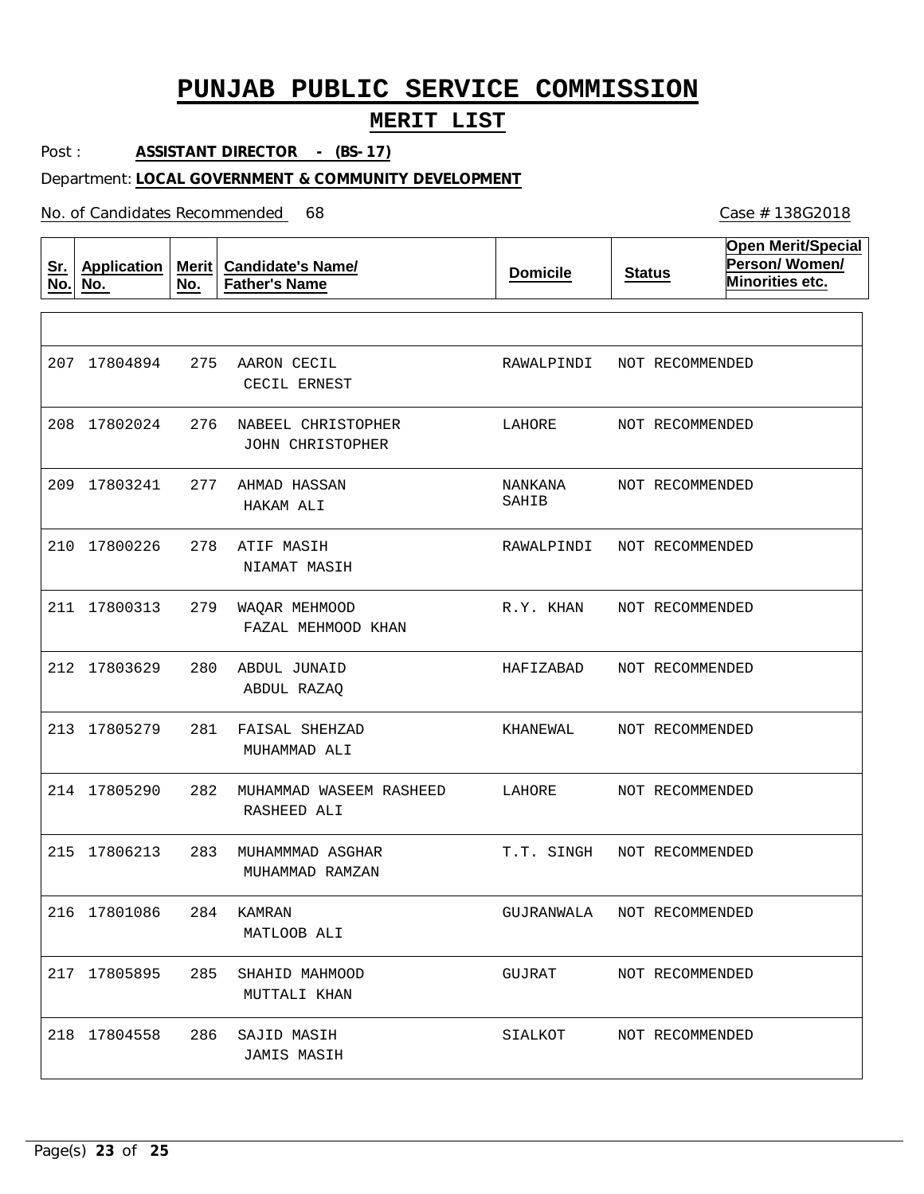# PUNJAB PUBLIC SERVICE COMMISSION

## MERIT LIST

Post : **ASSISTANT DIRECTOR - (BS-17)**

Department: **LOCAL GOVERNMENT & COMMUNITY DEVELOPMENT**

No. of Candidates Recommended 68

Case # 138G2018

| Sr. No. | Application No. | Merit No. | Candidate's Name/ Father's Name | Domicile | Status | Open Merit/Special Person/ Women/ Minorities etc. |
|---|---|---|---|---|---|---|
| 207 | 17804894 | 275 | AARON CECIL<br>CECIL ERNEST | RAWALPINDI | NOT RECOMMENDED | |
| 208 | 17802024 | 276 | NABEEL CHRISTOPHER<br>JOHN CHRISTOPHER | LAHORE | NOT RECOMMENDED | |
| 209 | 17803241 | 277 | AHMAD HASSAN<br>HAKAM ALI | NANKANA SAHIB | NOT RECOMMENDED | |
| 210 | 17800226 | 278 | ATIF MASIH<br>NIAMAT MASIH | RAWALPINDI | NOT RECOMMENDED | |
| 211 | 17800313 | 279 | WAQAR MEHMOOD<br>FAZAL MEHMOOD KHAN | R.Y. KHAN | NOT RECOMMENDED | |
| 212 | 17803629 | 280 | ABDUL JUNAID<br>ABDUL RAZAQ | HAFIZABAD | NOT RECOMMENDED | |
| 213 | 17805279 | 281 | FAISAL SHEHZAD<br>MUHAMMAD ALI | KHANEWAL | NOT RECOMMENDED | |
| 214 | 17805290 | 282 | MUHAMMAD WASEEM RASHEED<br>RASHEED ALI | LAHORE | NOT RECOMMENDED | |
| 215 | 17806213 | 283 | MUHAMMMAD ASGHAR<br>MUHAMMAD RAMZAN | T.T. SINGH | NOT RECOMMENDED | |
| 216 | 17801086 | 284 | KAMRAN<br>MATLOOB ALI | GUJRANWALA | NOT RECOMMENDED | |
| 217 | 17805895 | 285 | SHAHID MAHMOOD<br>MUTTALI KHAN | GUJRAT | NOT RECOMMENDED | |
| 218 | 17804558 | 286 | SAJID MASIH<br>JAMIS MASIH | SIALKOT | NOT RECOMMENDED | |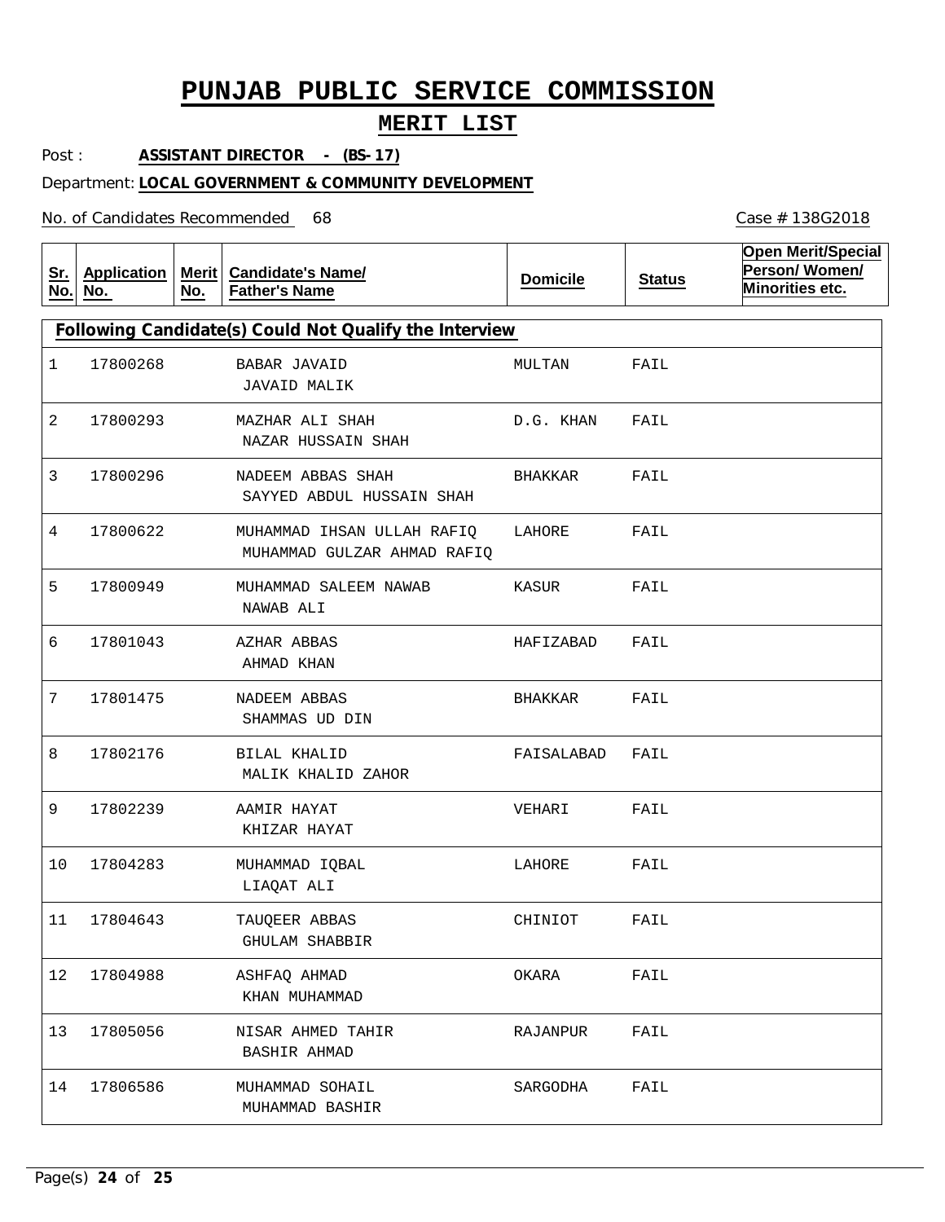# PUNJAB PUBLIC SERVICE COMMISSION

## MERIT LIST

Post : **ASSISTANT DIRECTOR - (BS-17)**

Department: **LOCAL GOVERNMENT & COMMUNITY DEVELOPMENT**

No. of Candidates Recommended 68

Case # 138G2018

| Sr. No. | Application No. | Merit No. | Candidate's Name/ Father's Name | Domicile | Status | Open Merit/Special Person/ Women/ Minorities etc. |
|---|---|---|---|---|---|---|
| **Following Candidate(s) Could Not Qualify the Interview** | | | | | | |
| 1 | 17800268 | | BABAR JAVAID<br>JAVAID MALIK | MULTAN | FAIL | |
| 2 | 17800293 | | MAZHAR ALI SHAH<br>NAZAR HUSSAIN SHAH | D.G. KHAN | FAIL | |
| 3 | 17800296 | | NADEEM ABBAS SHAH<br>SAYYED ABDUL HUSSAIN SHAH | BHAKKAR | FAIL | |
| 4 | 17800622 | | MUHAMMAD IHSAN ULLAH RAFIQ<br>MUHAMMAD GULZAR AHMAD RAFIQ | LAHORE | FAIL | |
| 5 | 17800949 | | MUHAMMAD SALEEM NAWAB<br>NAWAB ALI | KASUR | FAIL | |
| 6 | 17801043 | | AZHAR ABBAS<br>AHMAD KHAN | HAFIZABAD | FAIL | |
| 7 | 17801475 | | NADEEM ABBAS<br>SHAMMAS UD DIN | BHAKKAR | FAIL | |
| 8 | 17802176 | | BILAL KHALID<br>MALIK KHALID ZAHOR | FAISALABAD | FAIL | |
| 9 | 17802239 | | AAMIR HAYAT<br>KHIZAR HAYAT | VEHARI | FAIL | |
| 10 | 17804283 | | MUHAMMAD IQBAL<br>LIAQAT ALI | LAHORE | FAIL | |
| 11 | 17804643 | | TAUQEER ABBAS<br>GHULAM SHABBIR | CHINIOT | FAIL | |
| 12 | 17804988 | | ASHFAQ AHMAD<br>KHAN MUHAMMAD | OKARA | FAIL | |
| 13 | 17805056 | | NISAR AHMED TAHIR<br>BASHIR AHMAD | RAJANPUR | FAIL | |
| 14 | 17806586 | | MUHAMMAD SOHAIL<br>MUHAMMAD BASHIR | SARGODHA | FAIL | |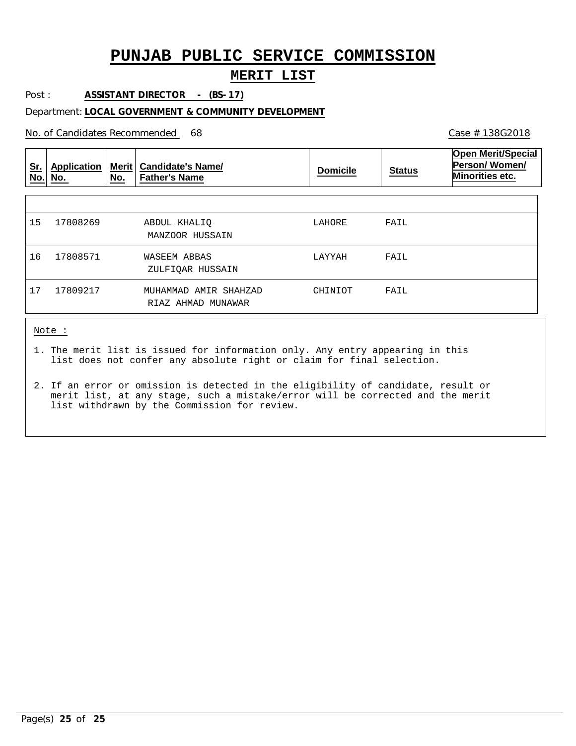# PUNJAB PUBLIC SERVICE COMMISSION

## MERIT LIST

Post : **ASSISTANT DIRECTOR - (BS-17)**

Department: **LOCAL GOVERNMENT & COMMUNITY DEVELOPMENT**

No. of Candidates Recommended 68

Case # 138G2018

| Sr. No. | Application No. | Merit No. | Candidate's Name/ Father's Name | Domicile | Status | Open Merit/Special Person/ Women/ Minorities etc. |
|---|---|---|---|---|---|---|
| 15 | 17808269 | | ABDUL KHALIQ<br>MANZOOR HUSSAIN | LAHORE | FAIL | |
| 16 | 17808571 | | WASEEM ABBAS<br>ZULFIQAR HUSSAIN | LAYYAH | FAIL | |
| 17 | 17809217 | | MUHAMMAD AMIR SHAHZAD<br>RIAZ AHMAD MUNAWAR | CHINIOT | FAIL | |

Note :

1. The merit list is issued for information only. Any entry appearing in this list does not confer any absolute right or claim for final selection.
2. If an error or omission is detected in the eligibility of candidate, result or merit list, at any stage, such a mistake/error will be corrected and the merit list withdrawn by the Commission for review.